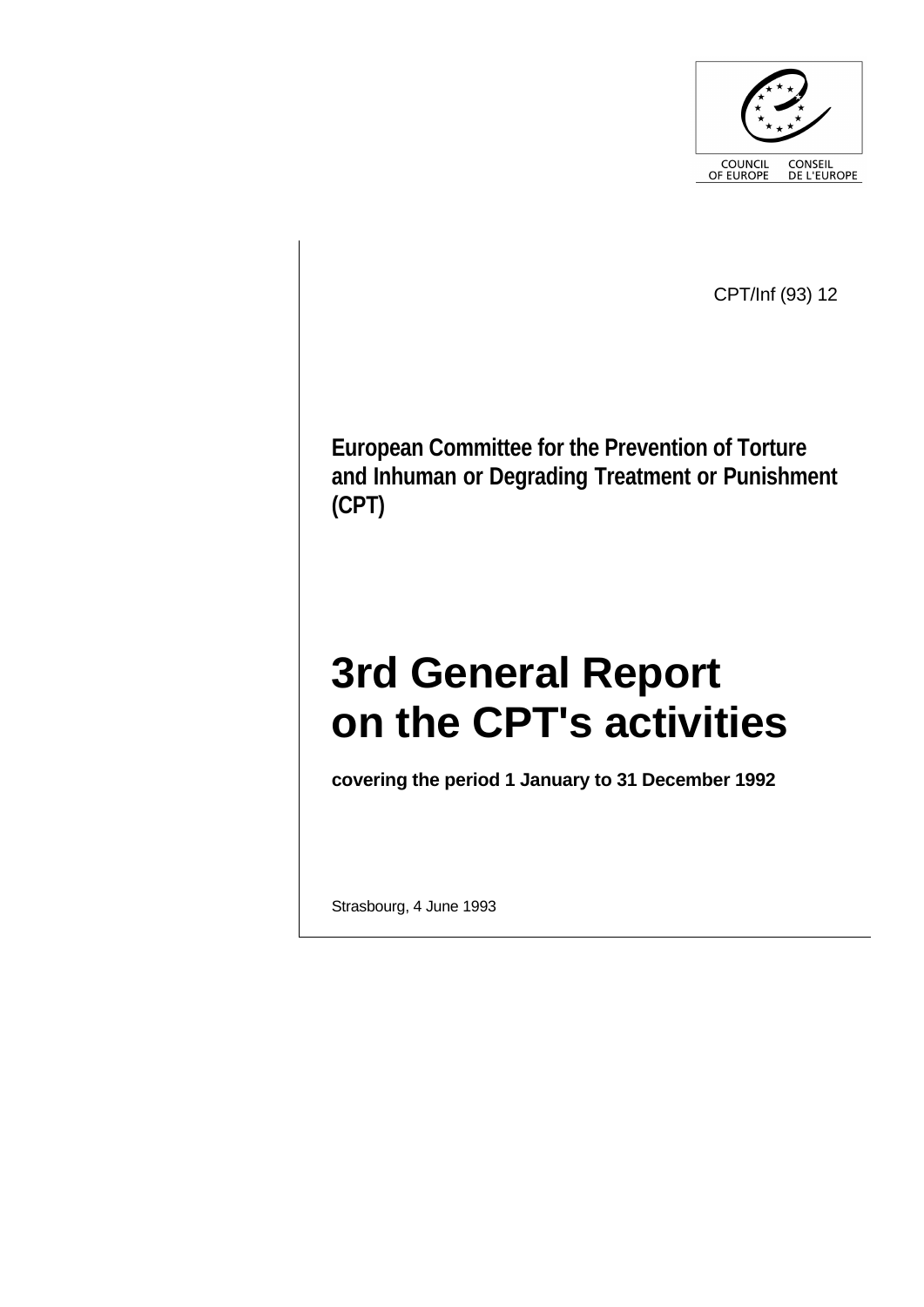COUNCIL OF EUROPE · CONSEIL DE L'EUROPE

CPT/Inf (93) 12

**European Committee for the Prevention of Torture and Inhuman or Degrading Treatment or Punishment (CPT)**

# 3rd General Report on the CPT's activities

**covering the period 1 January to 31 December 1992**

Strasbourg, 4 June 1993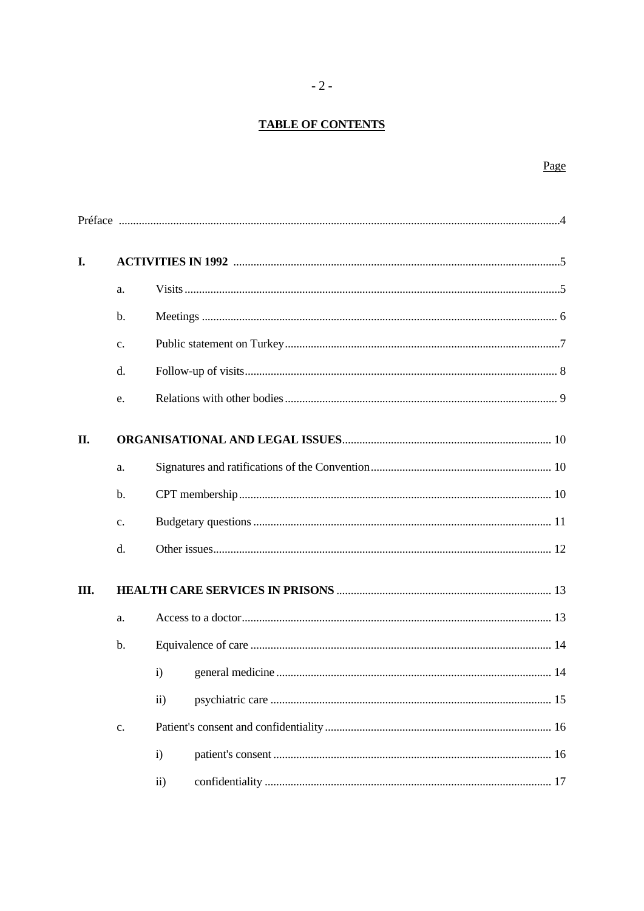## TABLE OF CONTENTS

| | | | | Page |
|---|---|---|---|---|
| Préface | | | | 4 |
| **I.** | **ACTIVITIES IN 1992** | | | 5 |
| | a. | Visits | | 5 |
| | b. | Meetings | | 6 |
| | c. | Public statement on Turkey | | 7 |
| | d. | Follow-up of visits | | 8 |
| | e. | Relations with other bodies | | 9 |
| **II.** | **ORGANISATIONAL AND LEGAL ISSUES** | | | 10 |
| | a. | Signatures and ratifications of the Convention | | 10 |
| | b. | CPT membership | | 10 |
| | c. | Budgetary questions | | 11 |
| | d. | Other issues | | 12 |
| **III.** | **HEALTH CARE SERVICES IN PRISONS** | | | 13 |
| | a. | Access to a doctor | | 13 |
| | b. | Equivalence of care | | 14 |
| | | i) | general medicine | 14 |
| | | ii) | psychiatric care | 15 |
| | c. | Patient's consent and confidentiality | | 16 |
| | | i) | patient's consent | 16 |
| | | ii) | confidentiality | 17 |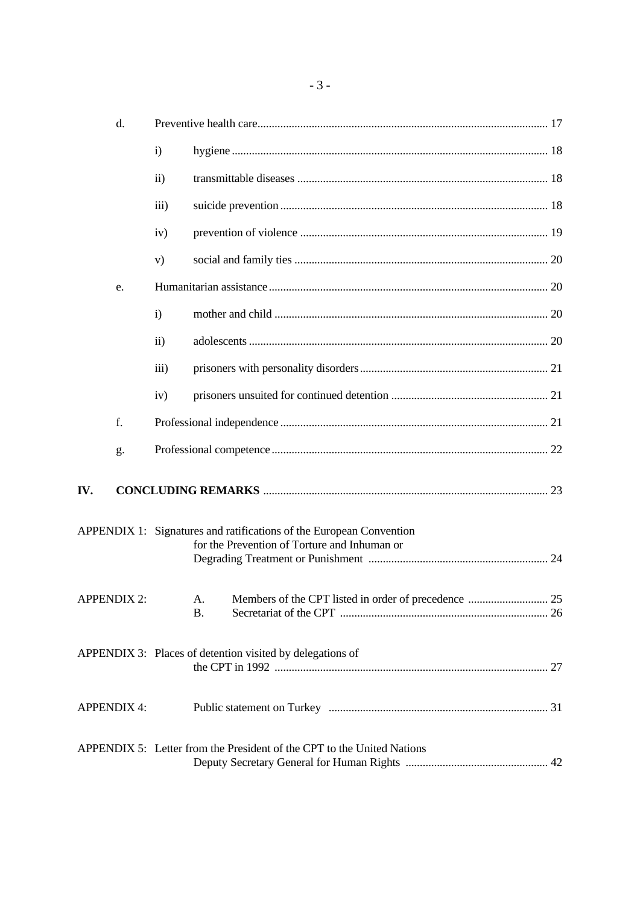d. Preventive health care ..... 17

- i) hygiene ..... 18
- ii) transmittable diseases ..... 18
- iii) suicide prevention ..... 18
- iv) prevention of violence ..... 19
- v) social and family ties ..... 20

e. Humanitarian assistance ..... 20

- i) mother and child ..... 20
- ii) adolescents ..... 20
- iii) prisoners with personality disorders ..... 21
- iv) prisoners unsuited for continued detention ..... 21

f. Professional independence ..... 21

g. Professional competence ..... 22

**IV. CONCLUDING REMARKS** ..... 23

APPENDIX 1: Signatures and ratifications of the European Convention for the Prevention of Torture and Inhuman or Degrading Treatment or Punishment ..... 24

APPENDIX 2:
- A. Members of the CPT listed in order of precedence ..... 25
- B. Secretariat of the CPT ..... 26

APPENDIX 3: Places of detention visited by delegations of the CPT in 1992 ..... 27

APPENDIX 4: Public statement on Turkey ..... 31

APPENDIX 5: Letter from the President of the CPT to the United Nations Deputy Secretary General for Human Rights ..... 42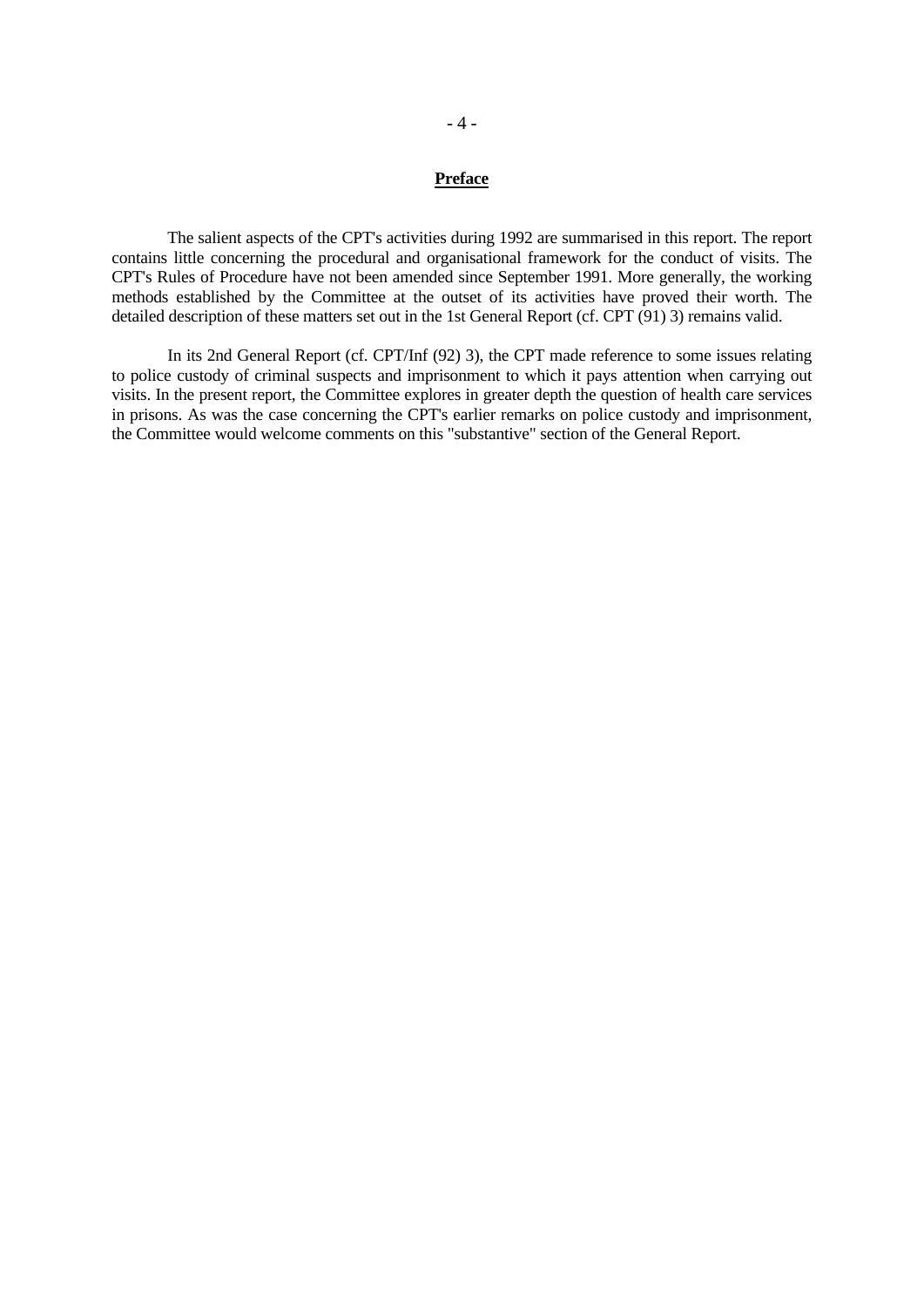## Preface

The salient aspects of the CPT's activities during 1992 are summarised in this report. The report contains little concerning the procedural and organisational framework for the conduct of visits. The CPT's Rules of Procedure have not been amended since September 1991. More generally, the working methods established by the Committee at the outset of its activities have proved their worth. The detailed description of these matters set out in the 1st General Report (cf. CPT (91) 3) remains valid.

In its 2nd General Report (cf. CPT/Inf (92) 3), the CPT made reference to some issues relating to police custody of criminal suspects and imprisonment to which it pays attention when carrying out visits. In the present report, the Committee explores in greater depth the question of health care services in prisons. As was the case concerning the CPT's earlier remarks on police custody and imprisonment, the Committee would welcome comments on this "substantive" section of the General Report.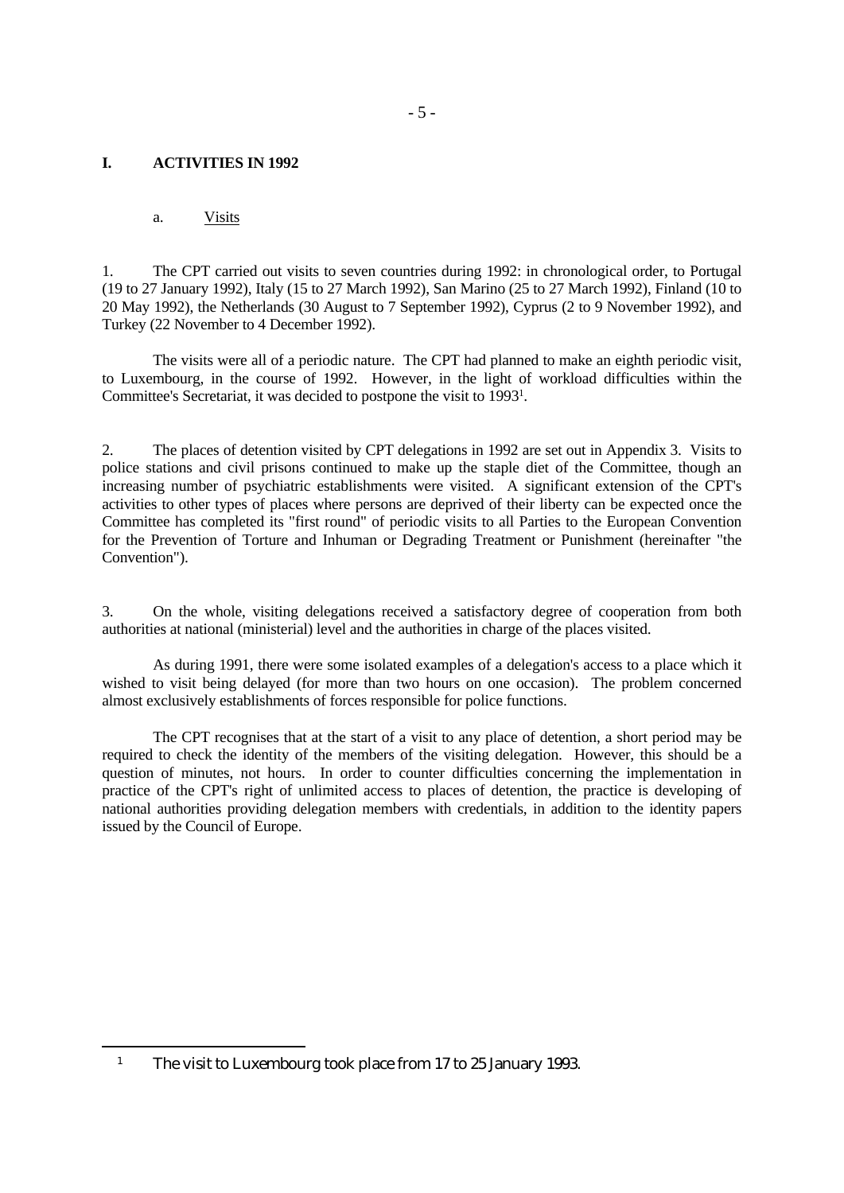# I. ACTIVITIES IN 1992

## a. Visits

1. The CPT carried out visits to seven countries during 1992: in chronological order, to Portugal (19 to 27 January 1992), Italy (15 to 27 March 1992), San Marino (25 to 27 March 1992), Finland (10 to 20 May 1992), the Netherlands (30 August to 7 September 1992), Cyprus (2 to 9 November 1992), and Turkey (22 November to 4 December 1992).

The visits were all of a periodic nature. The CPT had planned to make an eighth periodic visit, to Luxembourg, in the course of 1992. However, in the light of workload difficulties within the Committee's Secretariat, it was decided to postpone the visit to 1993[1].

2. The places of detention visited by CPT delegations in 1992 are set out in Appendix 3. Visits to police stations and civil prisons continued to make up the staple diet of the Committee, though an increasing number of psychiatric establishments were visited. A significant extension of the CPT's activities to other types of places where persons are deprived of their liberty can be expected once the Committee has completed its "first round" of periodic visits to all Parties to the European Convention for the Prevention of Torture and Inhuman or Degrading Treatment or Punishment (hereinafter "the Convention").

3. On the whole, visiting delegations received a satisfactory degree of cooperation from both authorities at national (ministerial) level and the authorities in charge of the places visited.

As during 1991, there were some isolated examples of a delegation's access to a place which it wished to visit being delayed (for more than two hours on one occasion). The problem concerned almost exclusively establishments of forces responsible for police functions.

The CPT recognises that at the start of a visit to any place of detention, a short period may be required to check the identity of the members of the visiting delegation. However, this should be a question of minutes, not hours. In order to counter difficulties concerning the implementation in practice of the CPT's right of unlimited access to places of detention, the practice is developing of national authorities providing delegation members with credentials, in addition to the identity papers issued by the Council of Europe.

---

[1] The visit to Luxembourg took place from 17 to 25 January 1993.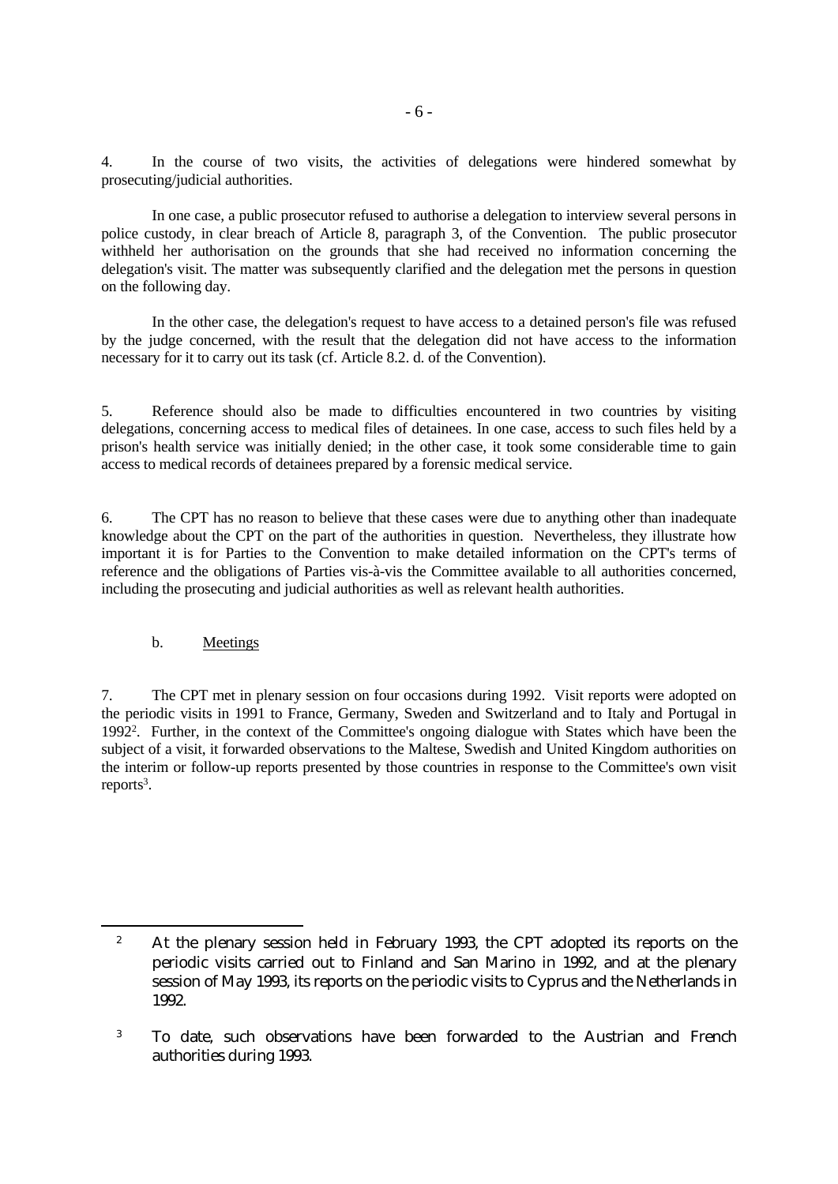4. In the course of two visits, the activities of delegations were hindered somewhat by prosecuting/judicial authorities.

In one case, a public prosecutor refused to authorise a delegation to interview several persons in police custody, in clear breach of Article 8, paragraph 3, of the Convention. The public prosecutor withheld her authorisation on the grounds that she had received no information concerning the delegation's visit. The matter was subsequently clarified and the delegation met the persons in question on the following day.

In the other case, the delegation's request to have access to a detained person's file was refused by the judge concerned, with the result that the delegation did not have access to the information necessary for it to carry out its task (cf. Article 8.2. d. of the Convention).

5. Reference should also be made to difficulties encountered in two countries by visiting delegations, concerning access to medical files of detainees. In one case, access to such files held by a prison's health service was initially denied; in the other case, it took some considerable time to gain access to medical records of detainees prepared by a forensic medical service.

6. The CPT has no reason to believe that these cases were due to anything other than inadequate knowledge about the CPT on the part of the authorities in question. Nevertheless, they illustrate how important it is for Parties to the Convention to make detailed information on the CPT's terms of reference and the obligations of Parties vis-à-vis the Committee available to all authorities concerned, including the prosecuting and judicial authorities as well as relevant health authorities.

### b. Meetings

7. The CPT met in plenary session on four occasions during 1992. Visit reports were adopted on the periodic visits in 1991 to France, Germany, Sweden and Switzerland and to Italy and Portugal in 1992[2]. Further, in the context of the Committee's ongoing dialogue with States which have been the subject of a visit, it forwarded observations to the Maltese, Swedish and United Kingdom authorities on the interim or follow-up reports presented by those countries in response to the Committee's own visit reports[3].

---

[2] At the plenary session held in February 1993, the CPT adopted its reports on the periodic visits carried out to Finland and San Marino in 1992, and at the plenary session of May 1993, its reports on the periodic visits to Cyprus and the Netherlands in 1992.

[3] To date, such observations have been forwarded to the Austrian and French authorities during 1993.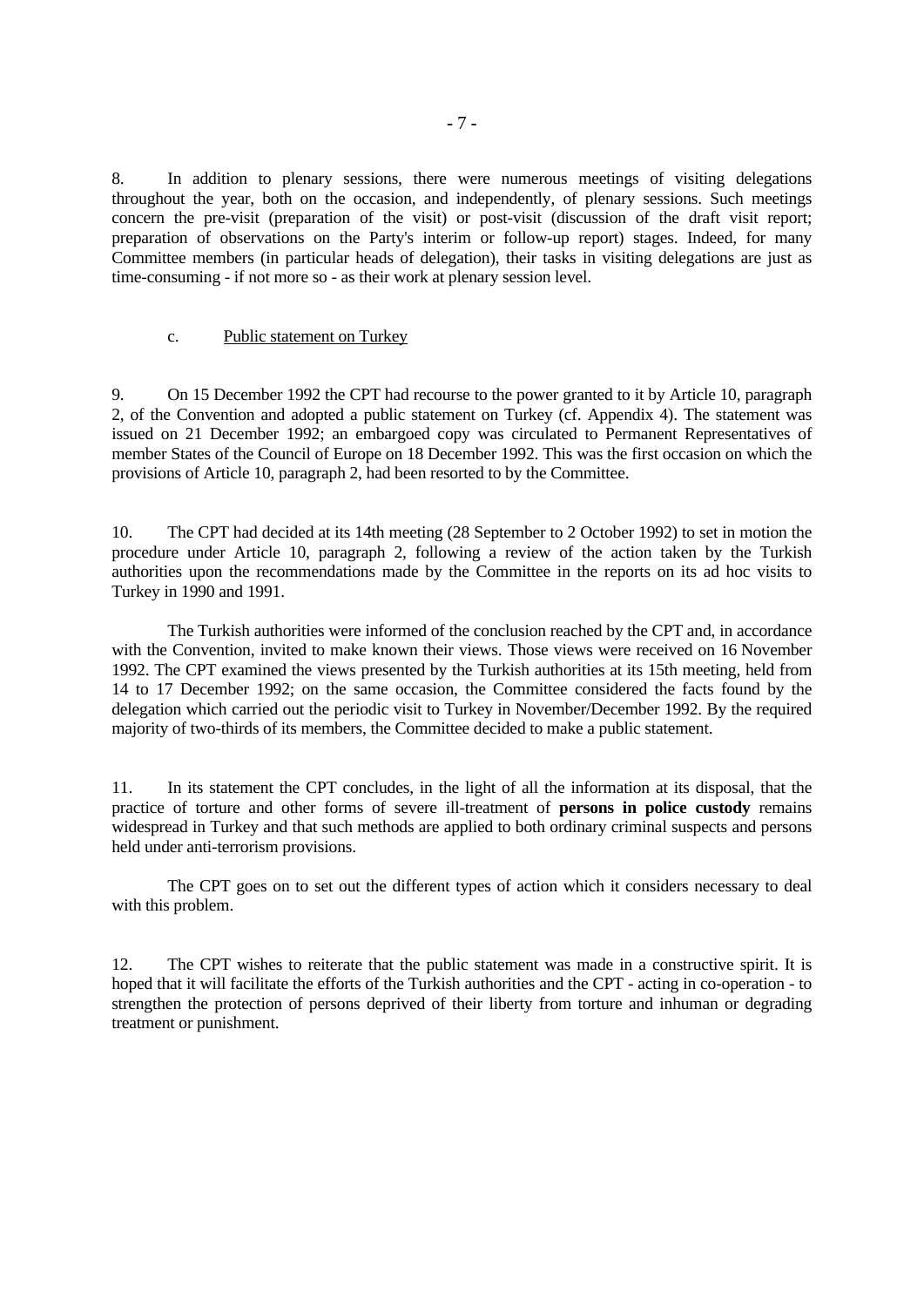8. In addition to plenary sessions, there were numerous meetings of visiting delegations throughout the year, both on the occasion, and independently, of plenary sessions. Such meetings concern the pre-visit (preparation of the visit) or post-visit (discussion of the draft visit report; preparation of observations on the Party's interim or follow-up report) stages. Indeed, for many Committee members (in particular heads of delegation), their tasks in visiting delegations are just as time-consuming - if not more so - as their work at plenary session level.

### c. Public statement on Turkey

9. On 15 December 1992 the CPT had recourse to the power granted to it by Article 10, paragraph 2, of the Convention and adopted a public statement on Turkey (cf. Appendix 4). The statement was issued on 21 December 1992; an embargoed copy was circulated to Permanent Representatives of member States of the Council of Europe on 18 December 1992. This was the first occasion on which the provisions of Article 10, paragraph 2, had been resorted to by the Committee.

10. The CPT had decided at its 14th meeting (28 September to 2 October 1992) to set in motion the procedure under Article 10, paragraph 2, following a review of the action taken by the Turkish authorities upon the recommendations made by the Committee in the reports on its ad hoc visits to Turkey in 1990 and 1991.

The Turkish authorities were informed of the conclusion reached by the CPT and, in accordance with the Convention, invited to make known their views. Those views were received on 16 November 1992. The CPT examined the views presented by the Turkish authorities at its 15th meeting, held from 14 to 17 December 1992; on the same occasion, the Committee considered the facts found by the delegation which carried out the periodic visit to Turkey in November/December 1992. By the required majority of two-thirds of its members, the Committee decided to make a public statement.

11. In its statement the CPT concludes, in the light of all the information at its disposal, that the practice of torture and other forms of severe ill-treatment of **persons in police custody** remains widespread in Turkey and that such methods are applied to both ordinary criminal suspects and persons held under anti-terrorism provisions.

The CPT goes on to set out the different types of action which it considers necessary to deal with this problem.

12. The CPT wishes to reiterate that the public statement was made in a constructive spirit. It is hoped that it will facilitate the efforts of the Turkish authorities and the CPT - acting in co-operation - to strengthen the protection of persons deprived of their liberty from torture and inhuman or degrading treatment or punishment.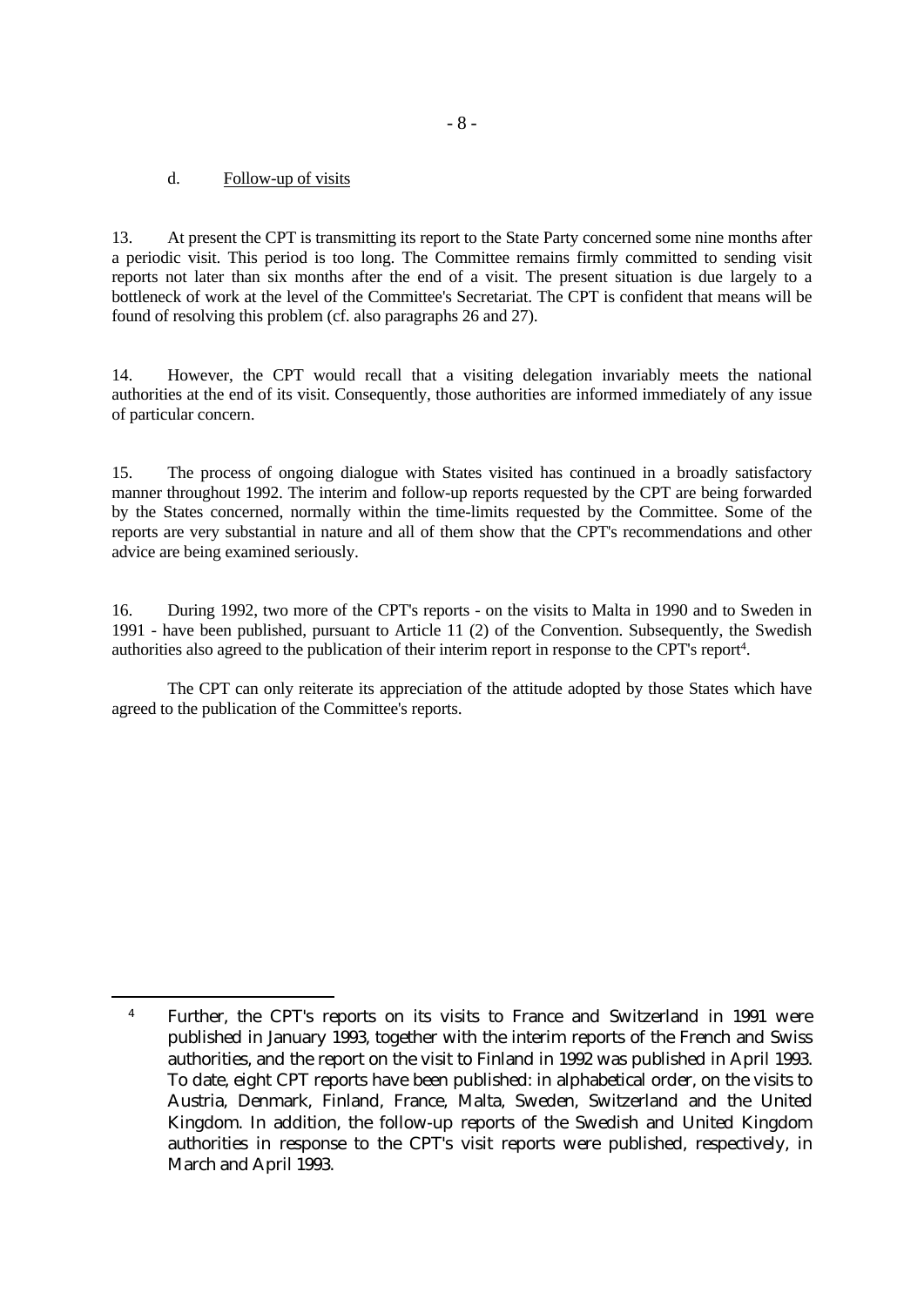d. Follow-up of visits

13. At present the CPT is transmitting its report to the State Party concerned some nine months after a periodic visit. This period is too long. The Committee remains firmly committed to sending visit reports not later than six months after the end of a visit. The present situation is due largely to a bottleneck of work at the level of the Committee's Secretariat. The CPT is confident that means will be found of resolving this problem (cf. also paragraphs 26 and 27).

14. However, the CPT would recall that a visiting delegation invariably meets the national authorities at the end of its visit. Consequently, those authorities are informed immediately of any issue of particular concern.

15. The process of ongoing dialogue with States visited has continued in a broadly satisfactory manner throughout 1992. The interim and follow-up reports requested by the CPT are being forwarded by the States concerned, normally within the time-limits requested by the Committee. Some of the reports are very substantial in nature and all of them show that the CPT's recommendations and other advice are being examined seriously.

16. During 1992, two more of the CPT's reports - on the visits to Malta in 1990 and to Sweden in 1991 - have been published, pursuant to Article 11 (2) of the Convention. Subsequently, the Swedish authorities also agreed to the publication of their interim report in response to the CPT's report[4].

The CPT can only reiterate its appreciation of the attitude adopted by those States which have agreed to the publication of the Committee's reports.

---

[4] Further, the CPT's reports on its visits to France and Switzerland in 1991 were published in January 1993, together with the interim reports of the French and Swiss authorities, and the report on the visit to Finland in 1992 was published in April 1993. To date, eight CPT reports have been published: in alphabetical order, on the visits to Austria, Denmark, Finland, France, Malta, Sweden, Switzerland and the United Kingdom. In addition, the follow-up reports of the Swedish and United Kingdom authorities in response to the CPT's visit reports were published, respectively, in March and April 1993.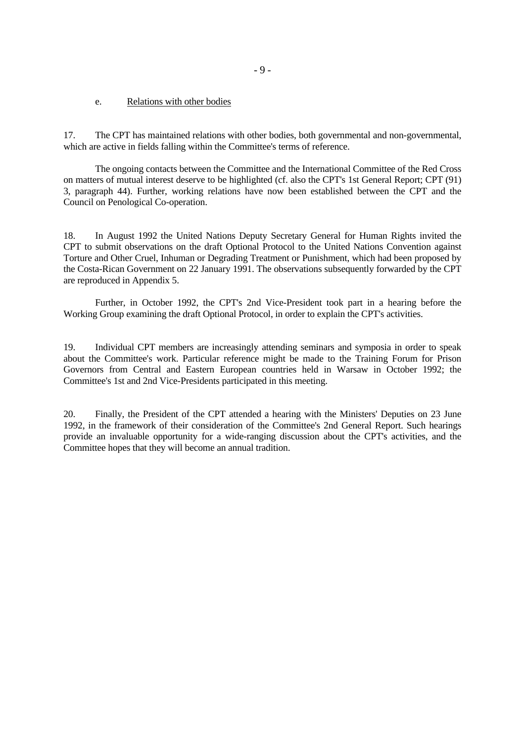e. Relations with other bodies

17. The CPT has maintained relations with other bodies, both governmental and non-governmental, which are active in fields falling within the Committee's terms of reference.

The ongoing contacts between the Committee and the International Committee of the Red Cross on matters of mutual interest deserve to be highlighted (cf. also the CPT's 1st General Report; CPT (91) 3, paragraph 44). Further, working relations have now been established between the CPT and the Council on Penological Co-operation.

18. In August 1992 the United Nations Deputy Secretary General for Human Rights invited the CPT to submit observations on the draft Optional Protocol to the United Nations Convention against Torture and Other Cruel, Inhuman or Degrading Treatment or Punishment, which had been proposed by the Costa-Rican Government on 22 January 1991. The observations subsequently forwarded by the CPT are reproduced in Appendix 5.

Further, in October 1992, the CPT's 2nd Vice-President took part in a hearing before the Working Group examining the draft Optional Protocol, in order to explain the CPT's activities.

19. Individual CPT members are increasingly attending seminars and symposia in order to speak about the Committee's work. Particular reference might be made to the Training Forum for Prison Governors from Central and Eastern European countries held in Warsaw in October 1992; the Committee's 1st and 2nd Vice-Presidents participated in this meeting.

20. Finally, the President of the CPT attended a hearing with the Ministers' Deputies on 23 June 1992, in the framework of their consideration of the Committee's 2nd General Report. Such hearings provide an invaluable opportunity for a wide-ranging discussion about the CPT's activities, and the Committee hopes that they will become an annual tradition.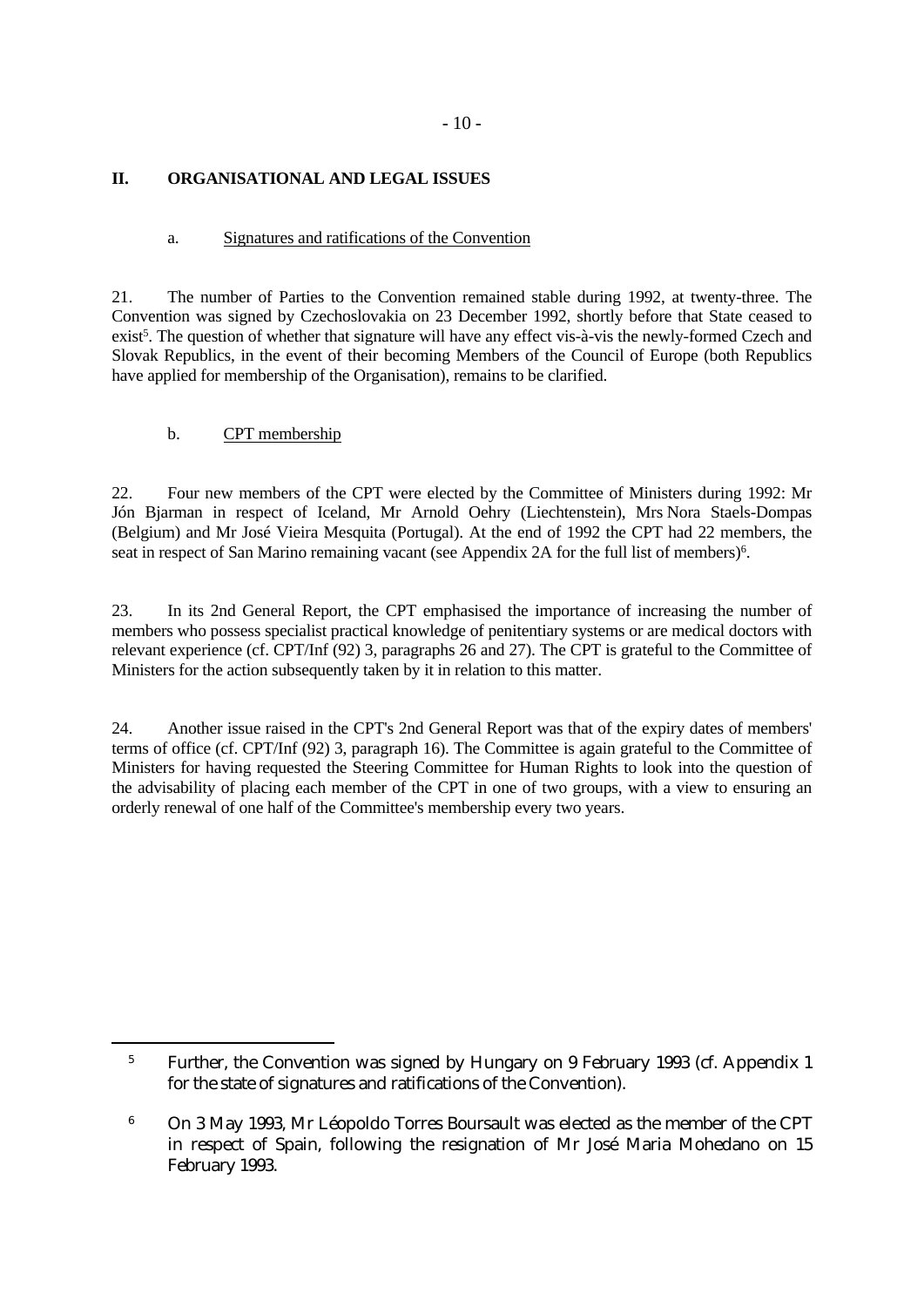## II. ORGANISATIONAL AND LEGAL ISSUES

### a. Signatures and ratifications of the Convention

21. The number of Parties to the Convention remained stable during 1992, at twenty-three. The Convention was signed by Czechoslovakia on 23 December 1992, shortly before that State ceased to exist[5]. The question of whether that signature will have any effect vis-à-vis the newly-formed Czech and Slovak Republics, in the event of their becoming Members of the Council of Europe (both Republics have applied for membership of the Organisation), remains to be clarified.

### b. CPT membership

22. Four new members of the CPT were elected by the Committee of Ministers during 1992: Mr Jón Bjarman in respect of Iceland, Mr Arnold Oehry (Liechtenstein), Mrs Nora Staels-Dompas (Belgium) and Mr José Vieira Mesquita (Portugal). At the end of 1992 the CPT had 22 members, the seat in respect of San Marino remaining vacant (see Appendix 2A for the full list of members)[6].

23. In its 2nd General Report, the CPT emphasised the importance of increasing the number of members who possess specialist practical knowledge of penitentiary systems or are medical doctors with relevant experience (cf. CPT/Inf (92) 3, paragraphs 26 and 27). The CPT is grateful to the Committee of Ministers for the action subsequently taken by it in relation to this matter.

24. Another issue raised in the CPT's 2nd General Report was that of the expiry dates of members' terms of office (cf. CPT/Inf (92) 3, paragraph 16). The Committee is again grateful to the Committee of Ministers for having requested the Steering Committee for Human Rights to look into the question of the advisability of placing each member of the CPT in one of two groups, with a view to ensuring an orderly renewal of one half of the Committee's membership every two years.

---

[5] Further, the Convention was signed by Hungary on 9 February 1993 (cf. Appendix 1 for the state of signatures and ratifications of the Convention).

[6] On 3 May 1993, Mr Léopoldo Torres Boursault was elected as the member of the CPT in respect of Spain, following the resignation of Mr José Maria Mohedano on 15 February 1993.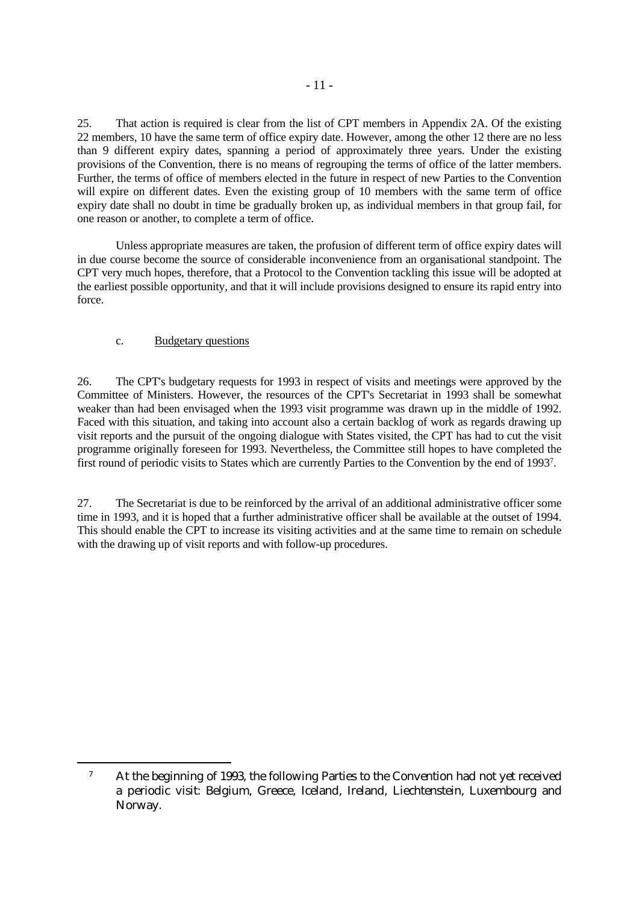25. That action is required is clear from the list of CPT members in Appendix 2A. Of the existing 22 members, 10 have the same term of office expiry date. However, among the other 12 there are no less than 9 different expiry dates, spanning a period of approximately three years. Under the existing provisions of the Convention, there is no means of regrouping the terms of office of the latter members. Further, the terms of office of members elected in the future in respect of new Parties to the Convention will expire on different dates. Even the existing group of 10 members with the same term of office expiry date shall no doubt in time be gradually broken up, as individual members in that group fail, for one reason or another, to complete a term of office.

Unless appropriate measures are taken, the profusion of different term of office expiry dates will in due course become the source of considerable inconvenience from an organisational standpoint. The CPT very much hopes, therefore, that a Protocol to the Convention tackling this issue will be adopted at the earliest possible opportunity, and that it will include provisions designed to ensure its rapid entry into force.

### c. Budgetary questions

26. The CPT's budgetary requests for 1993 in respect of visits and meetings were approved by the Committee of Ministers. However, the resources of the CPT's Secretariat in 1993 shall be somewhat weaker than had been envisaged when the 1993 visit programme was drawn up in the middle of 1992. Faced with this situation, and taking into account also a certain backlog of work as regards drawing up visit reports and the pursuit of the ongoing dialogue with States visited, the CPT has had to cut the visit programme originally foreseen for 1993. Nevertheless, the Committee still hopes to have completed the first round of periodic visits to States which are currently Parties to the Convention by the end of 1993[7].

27. The Secretariat is due to be reinforced by the arrival of an additional administrative officer some time in 1993, and it is hoped that a further administrative officer shall be available at the outset of 1994. This should enable the CPT to increase its visiting activities and at the same time to remain on schedule with the drawing up of visit reports and with follow-up procedures.

---

[7] At the beginning of 1993, the following Parties to the Convention had not yet received a periodic visit: Belgium, Greece, Iceland, Ireland, Liechtenstein, Luxembourg and Norway.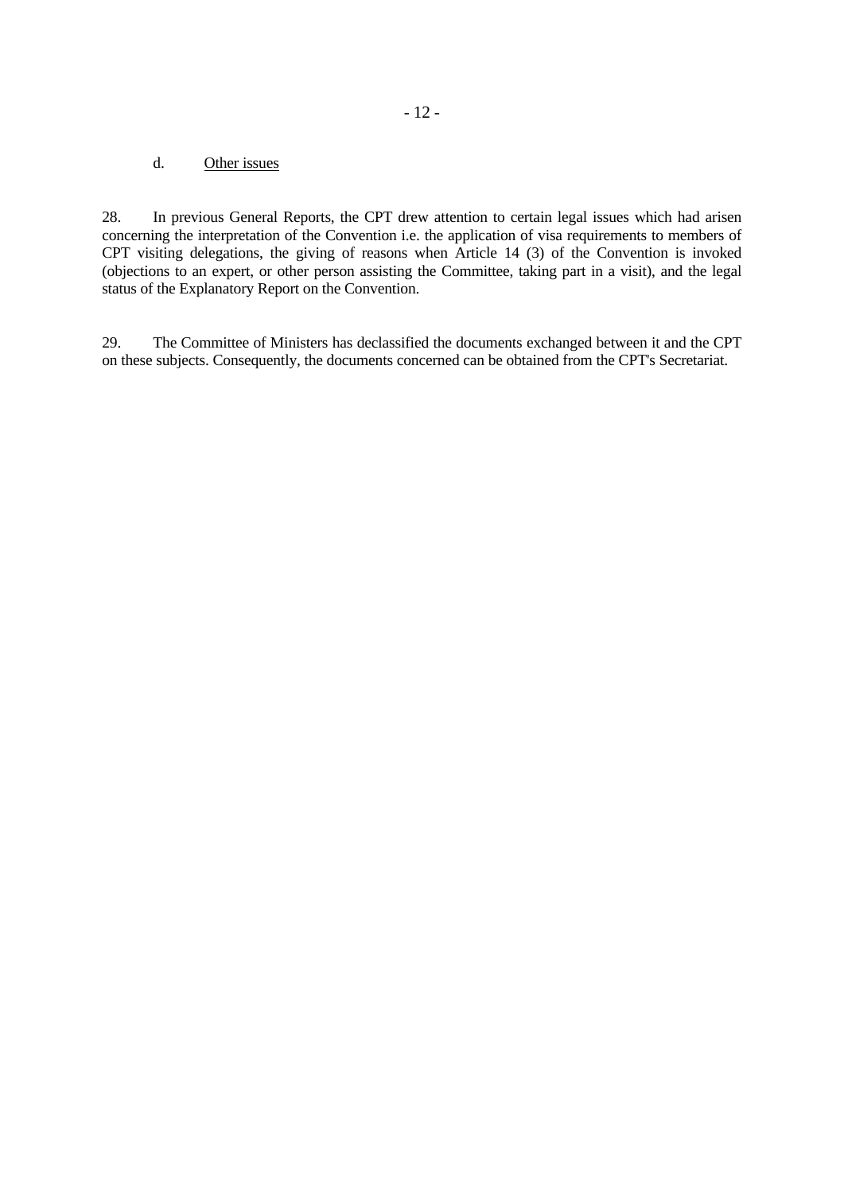### d. Other issues

28. In previous General Reports, the CPT drew attention to certain legal issues which had arisen concerning the interpretation of the Convention i.e. the application of visa requirements to members of CPT visiting delegations, the giving of reasons when Article 14 (3) of the Convention is invoked (objections to an expert, or other person assisting the Committee, taking part in a visit), and the legal status of the Explanatory Report on the Convention.

29. The Committee of Ministers has declassified the documents exchanged between it and the CPT on these subjects. Consequently, the documents concerned can be obtained from the CPT's Secretariat.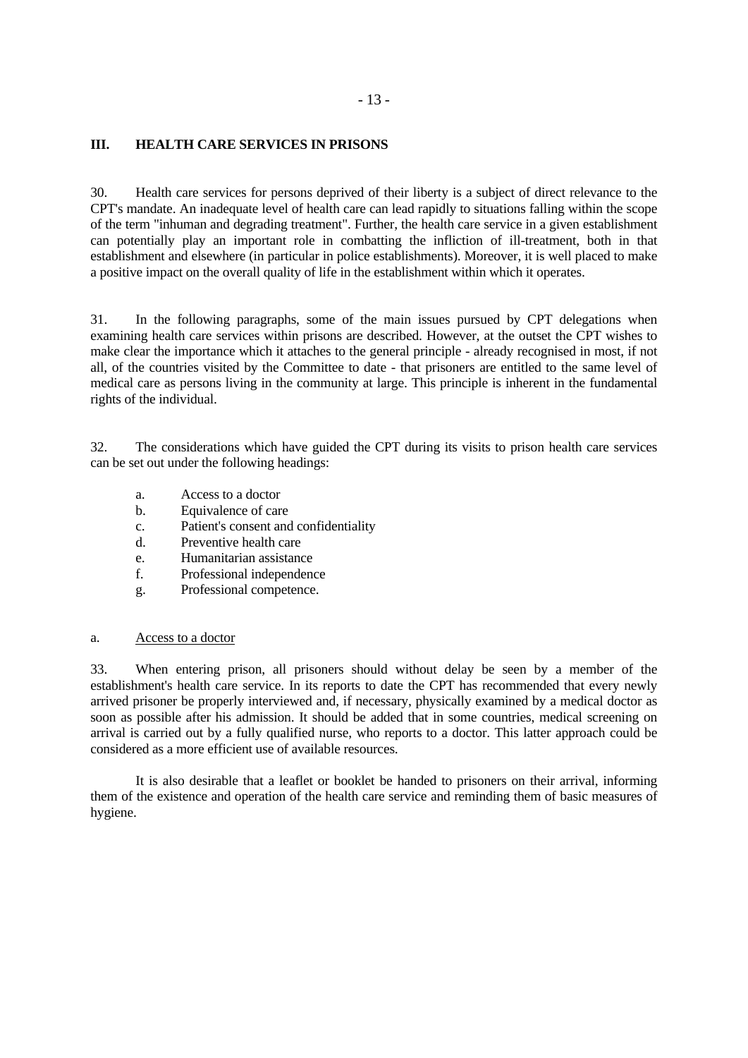## III. HEALTH CARE SERVICES IN PRISONS

30. Health care services for persons deprived of their liberty is a subject of direct relevance to the CPT's mandate. An inadequate level of health care can lead rapidly to situations falling within the scope of the term "inhuman and degrading treatment". Further, the health care service in a given establishment can potentially play an important role in combatting the infliction of ill-treatment, both in that establishment and elsewhere (in particular in police establishments). Moreover, it is well placed to make a positive impact on the overall quality of life in the establishment within which it operates.

31. In the following paragraphs, some of the main issues pursued by CPT delegations when examining health care services within prisons are described. However, at the outset the CPT wishes to make clear the importance which it attaches to the general principle - already recognised in most, if not all, of the countries visited by the Committee to date - that prisoners are entitled to the same level of medical care as persons living in the community at large. This principle is inherent in the fundamental rights of the individual.

32. The considerations which have guided the CPT during its visits to prison health care services can be set out under the following headings:

a. Access to a doctor
b. Equivalence of care
c. Patient's consent and confidentiality
d. Preventive health care
e. Humanitarian assistance
f. Professional independence
g. Professional competence.

### a. Access to a doctor

33. When entering prison, all prisoners should without delay be seen by a member of the establishment's health care service. In its reports to date the CPT has recommended that every newly arrived prisoner be properly interviewed and, if necessary, physically examined by a medical doctor as soon as possible after his admission. It should be added that in some countries, medical screening on arrival is carried out by a fully qualified nurse, who reports to a doctor. This latter approach could be considered as a more efficient use of available resources.

It is also desirable that a leaflet or booklet be handed to prisoners on their arrival, informing them of the existence and operation of the health care service and reminding them of basic measures of hygiene.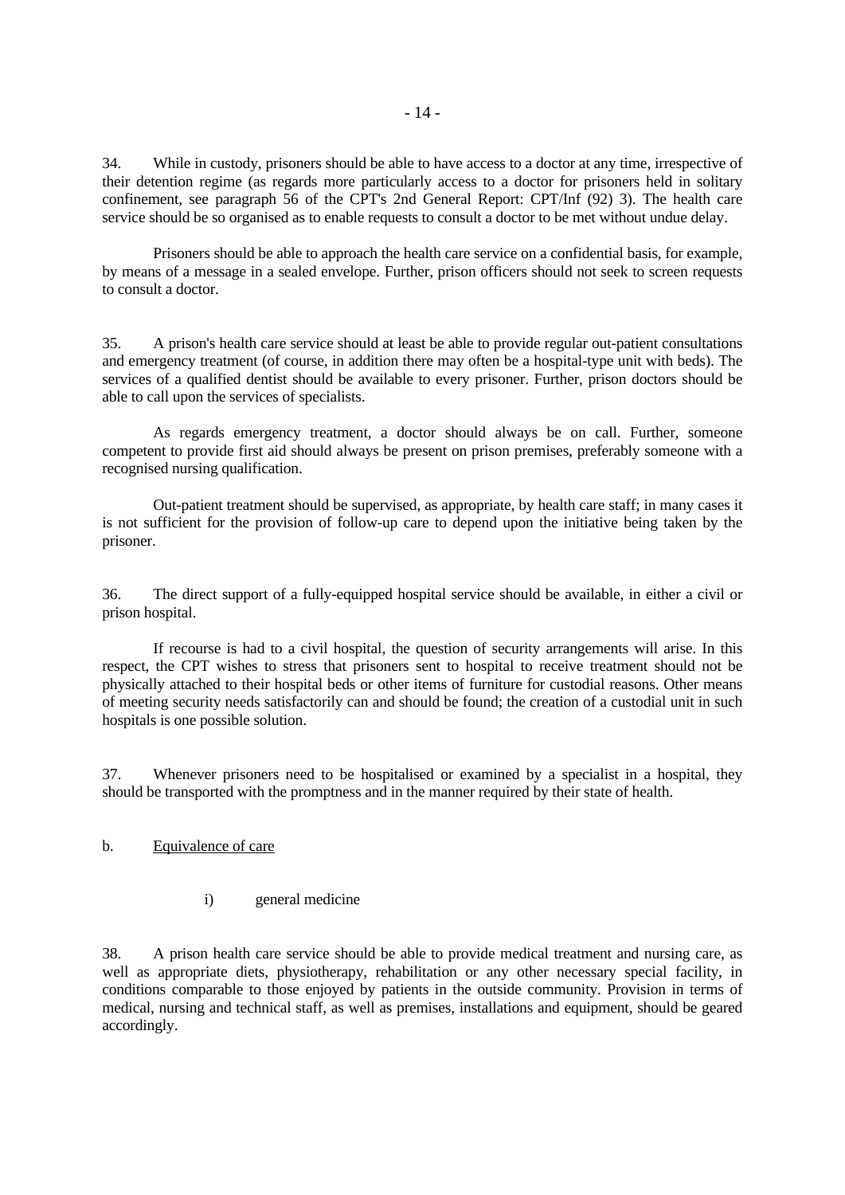34. While in custody, prisoners should be able to have access to a doctor at any time, irrespective of their detention regime (as regards more particularly access to a doctor for prisoners held in solitary confinement, see paragraph 56 of the CPT's 2nd General Report: CPT/Inf (92) 3). The health care service should be so organised as to enable requests to consult a doctor to be met without undue delay.

Prisoners should be able to approach the health care service on a confidential basis, for example, by means of a message in a sealed envelope. Further, prison officers should not seek to screen requests to consult a doctor.

35. A prison's health care service should at least be able to provide regular out-patient consultations and emergency treatment (of course, in addition there may often be a hospital-type unit with beds). The services of a qualified dentist should be available to every prisoner. Further, prison doctors should be able to call upon the services of specialists.

As regards emergency treatment, a doctor should always be on call. Further, someone competent to provide first aid should always be present on prison premises, preferably someone with a recognised nursing qualification.

Out-patient treatment should be supervised, as appropriate, by health care staff; in many cases it is not sufficient for the provision of follow-up care to depend upon the initiative being taken by the prisoner.

36. The direct support of a fully-equipped hospital service should be available, in either a civil or prison hospital.

If recourse is had to a civil hospital, the question of security arrangements will arise. In this respect, the CPT wishes to stress that prisoners sent to hospital to receive treatment should not be physically attached to their hospital beds or other items of furniture for custodial reasons. Other means of meeting security needs satisfactorily can and should be found; the creation of a custodial unit in such hospitals is one possible solution.

37. Whenever prisoners need to be hospitalised or examined by a specialist in a hospital, they should be transported with the promptness and in the manner required by their state of health.

### b. Equivalence of care

#### i) general medicine

38. A prison health care service should be able to provide medical treatment and nursing care, as well as appropriate diets, physiotherapy, rehabilitation or any other necessary special facility, in conditions comparable to those enjoyed by patients in the outside community. Provision in terms of medical, nursing and technical staff, as well as premises, installations and equipment, should be geared accordingly.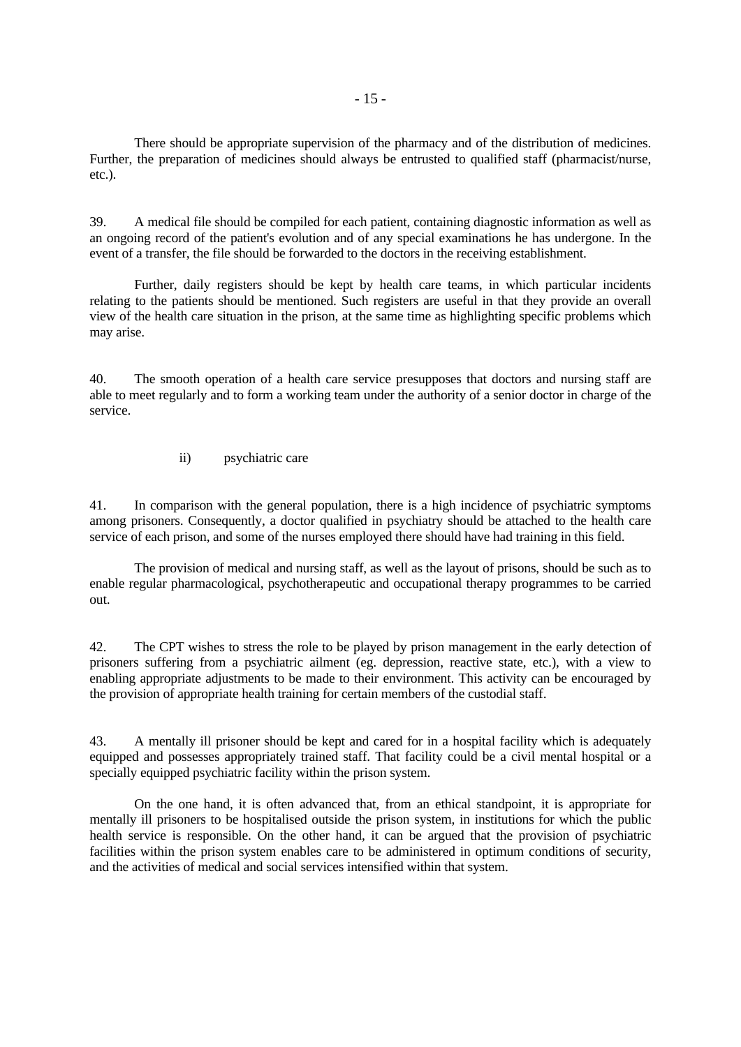There should be appropriate supervision of the pharmacy and of the distribution of medicines. Further, the preparation of medicines should always be entrusted to qualified staff (pharmacist/nurse, etc.).

39. A medical file should be compiled for each patient, containing diagnostic information as well as an ongoing record of the patient's evolution and of any special examinations he has undergone. In the event of a transfer, the file should be forwarded to the doctors in the receiving establishment.

Further, daily registers should be kept by health care teams, in which particular incidents relating to the patients should be mentioned. Such registers are useful in that they provide an overall view of the health care situation in the prison, at the same time as highlighting specific problems which may arise.

40. The smooth operation of a health care service presupposes that doctors and nursing staff are able to meet regularly and to form a working team under the authority of a senior doctor in charge of the service.

ii) psychiatric care

41. In comparison with the general population, there is a high incidence of psychiatric symptoms among prisoners. Consequently, a doctor qualified in psychiatry should be attached to the health care service of each prison, and some of the nurses employed there should have had training in this field.

The provision of medical and nursing staff, as well as the layout of prisons, should be such as to enable regular pharmacological, psychotherapeutic and occupational therapy programmes to be carried out.

42. The CPT wishes to stress the role to be played by prison management in the early detection of prisoners suffering from a psychiatric ailment (eg. depression, reactive state, etc.), with a view to enabling appropriate adjustments to be made to their environment. This activity can be encouraged by the provision of appropriate health training for certain members of the custodial staff.

43. A mentally ill prisoner should be kept and cared for in a hospital facility which is adequately equipped and possesses appropriately trained staff. That facility could be a civil mental hospital or a specially equipped psychiatric facility within the prison system.

On the one hand, it is often advanced that, from an ethical standpoint, it is appropriate for mentally ill prisoners to be hospitalised outside the prison system, in institutions for which the public health service is responsible. On the other hand, it can be argued that the provision of psychiatric facilities within the prison system enables care to be administered in optimum conditions of security, and the activities of medical and social services intensified within that system.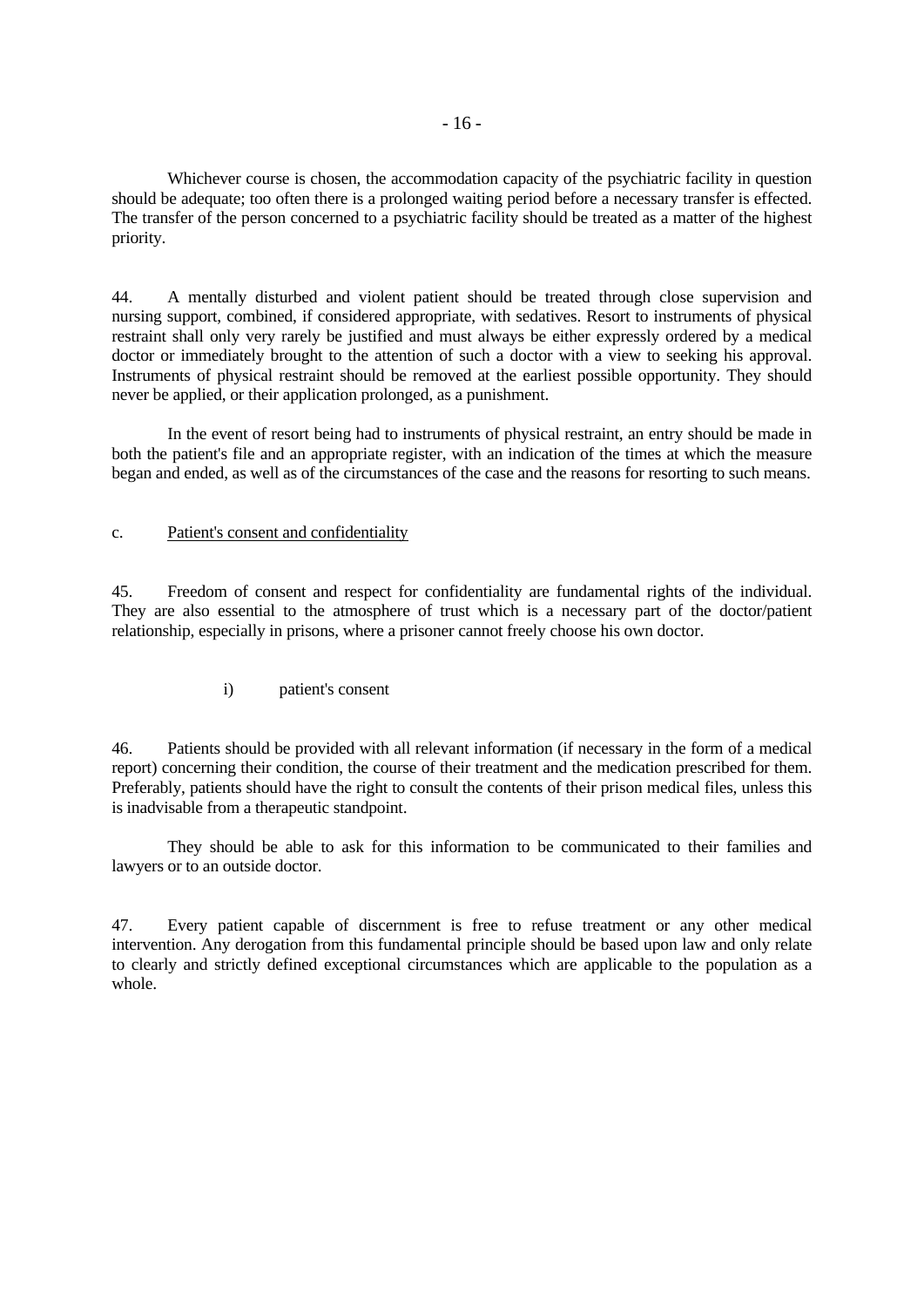Whichever course is chosen, the accommodation capacity of the psychiatric facility in question should be adequate; too often there is a prolonged waiting period before a necessary transfer is effected. The transfer of the person concerned to a psychiatric facility should be treated as a matter of the highest priority.

44. A mentally disturbed and violent patient should be treated through close supervision and nursing support, combined, if considered appropriate, with sedatives. Resort to instruments of physical restraint shall only very rarely be justified and must always be either expressly ordered by a medical doctor or immediately brought to the attention of such a doctor with a view to seeking his approval. Instruments of physical restraint should be removed at the earliest possible opportunity. They should never be applied, or their application prolonged, as a punishment.

In the event of resort being had to instruments of physical restraint, an entry should be made in both the patient's file and an appropriate register, with an indication of the times at which the measure began and ended, as well as of the circumstances of the case and the reasons for resorting to such means.

c. Patient's consent and confidentiality

45. Freedom of consent and respect for confidentiality are fundamental rights of the individual. They are also essential to the atmosphere of trust which is a necessary part of the doctor/patient relationship, especially in prisons, where a prisoner cannot freely choose his own doctor.

i) patient's consent

46. Patients should be provided with all relevant information (if necessary in the form of a medical report) concerning their condition, the course of their treatment and the medication prescribed for them. Preferably, patients should have the right to consult the contents of their prison medical files, unless this is inadvisable from a therapeutic standpoint.

They should be able to ask for this information to be communicated to their families and lawyers or to an outside doctor.

47. Every patient capable of discernment is free to refuse treatment or any other medical intervention. Any derogation from this fundamental principle should be based upon law and only relate to clearly and strictly defined exceptional circumstances which are applicable to the population as a whole.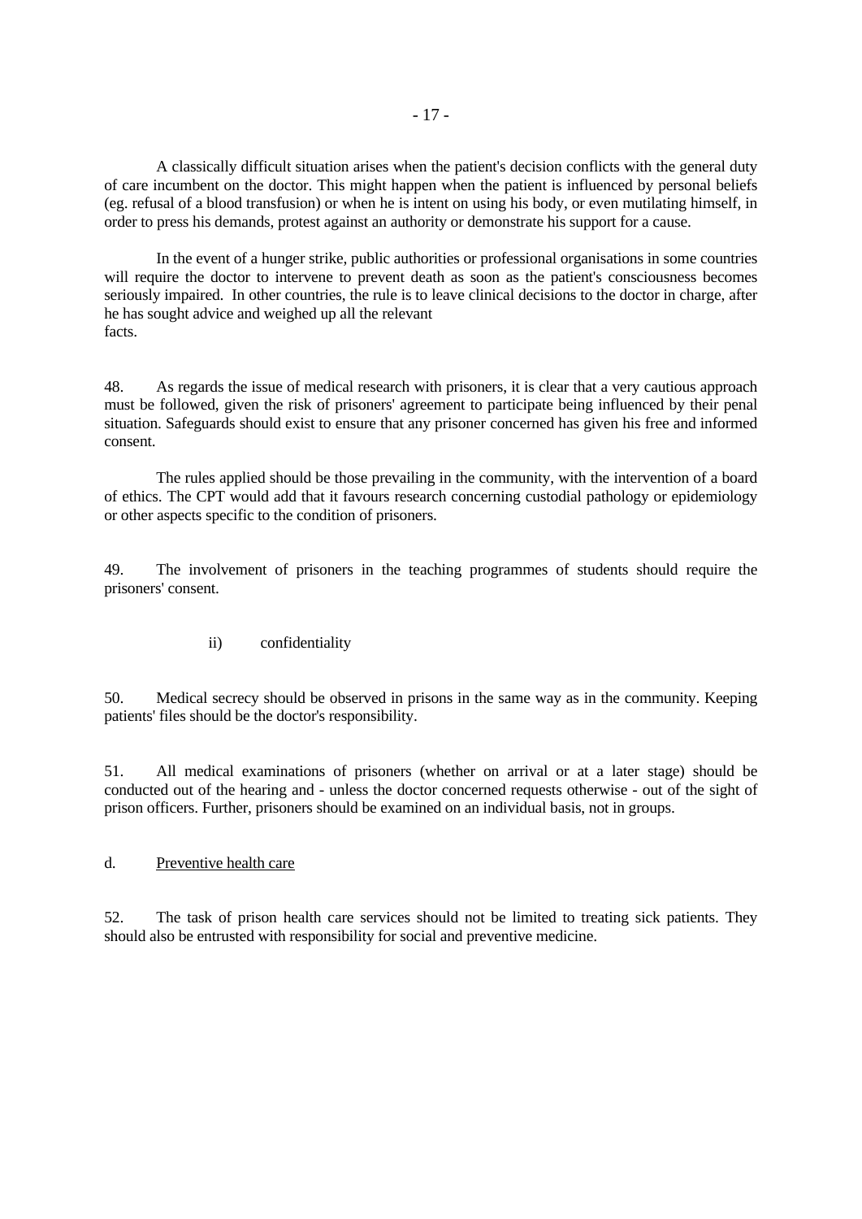A classically difficult situation arises when the patient's decision conflicts with the general duty of care incumbent on the doctor. This might happen when the patient is influenced by personal beliefs (eg. refusal of a blood transfusion) or when he is intent on using his body, or even mutilating himself, in order to press his demands, protest against an authority or demonstrate his support for a cause.

In the event of a hunger strike, public authorities or professional organisations in some countries will require the doctor to intervene to prevent death as soon as the patient's consciousness becomes seriously impaired. In other countries, the rule is to leave clinical decisions to the doctor in charge, after he has sought advice and weighed up all the relevant facts.

48. As regards the issue of medical research with prisoners, it is clear that a very cautious approach must be followed, given the risk of prisoners' agreement to participate being influenced by their penal situation. Safeguards should exist to ensure that any prisoner concerned has given his free and informed consent.

The rules applied should be those prevailing in the community, with the intervention of a board of ethics. The CPT would add that it favours research concerning custodial pathology or epidemiology or other aspects specific to the condition of prisoners.

49. The involvement of prisoners in the teaching programmes of students should require the prisoners' consent.

ii) confidentiality

50. Medical secrecy should be observed in prisons in the same way as in the community. Keeping patients' files should be the doctor's responsibility.

51. All medical examinations of prisoners (whether on arrival or at a later stage) should be conducted out of the hearing and - unless the doctor concerned requests otherwise - out of the sight of prison officers. Further, prisoners should be examined on an individual basis, not in groups.

d. Preventive health care

52. The task of prison health care services should not be limited to treating sick patients. They should also be entrusted with responsibility for social and preventive medicine.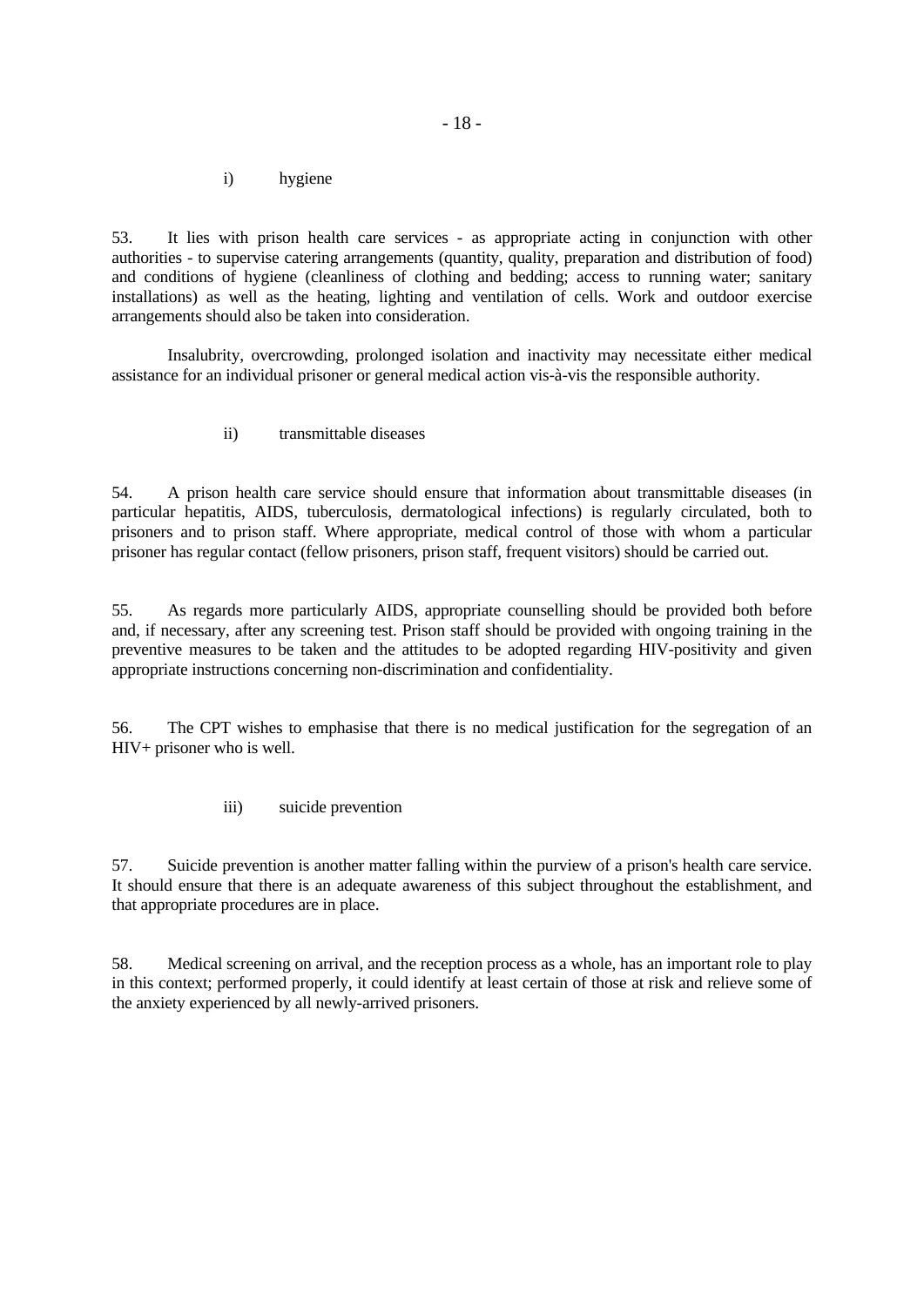i) hygiene

53. It lies with prison health care services - as appropriate acting in conjunction with other authorities - to supervise catering arrangements (quantity, quality, preparation and distribution of food) and conditions of hygiene (cleanliness of clothing and bedding; access to running water; sanitary installations) as well as the heating, lighting and ventilation of cells. Work and outdoor exercise arrangements should also be taken into consideration.

Insalubrity, overcrowding, prolonged isolation and inactivity may necessitate either medical assistance for an individual prisoner or general medical action vis-à-vis the responsible authority.

ii) transmittable diseases

54. A prison health care service should ensure that information about transmittable diseases (in particular hepatitis, AIDS, tuberculosis, dermatological infections) is regularly circulated, both to prisoners and to prison staff. Where appropriate, medical control of those with whom a particular prisoner has regular contact (fellow prisoners, prison staff, frequent visitors) should be carried out.

55. As regards more particularly AIDS, appropriate counselling should be provided both before and, if necessary, after any screening test. Prison staff should be provided with ongoing training in the preventive measures to be taken and the attitudes to be adopted regarding HIV-positivity and given appropriate instructions concerning non-discrimination and confidentiality.

56. The CPT wishes to emphasise that there is no medical justification for the segregation of an HIV+ prisoner who is well.

iii) suicide prevention

57. Suicide prevention is another matter falling within the purview of a prison's health care service. It should ensure that there is an adequate awareness of this subject throughout the establishment, and that appropriate procedures are in place.

58. Medical screening on arrival, and the reception process as a whole, has an important role to play in this context; performed properly, it could identify at least certain of those at risk and relieve some of the anxiety experienced by all newly-arrived prisoners.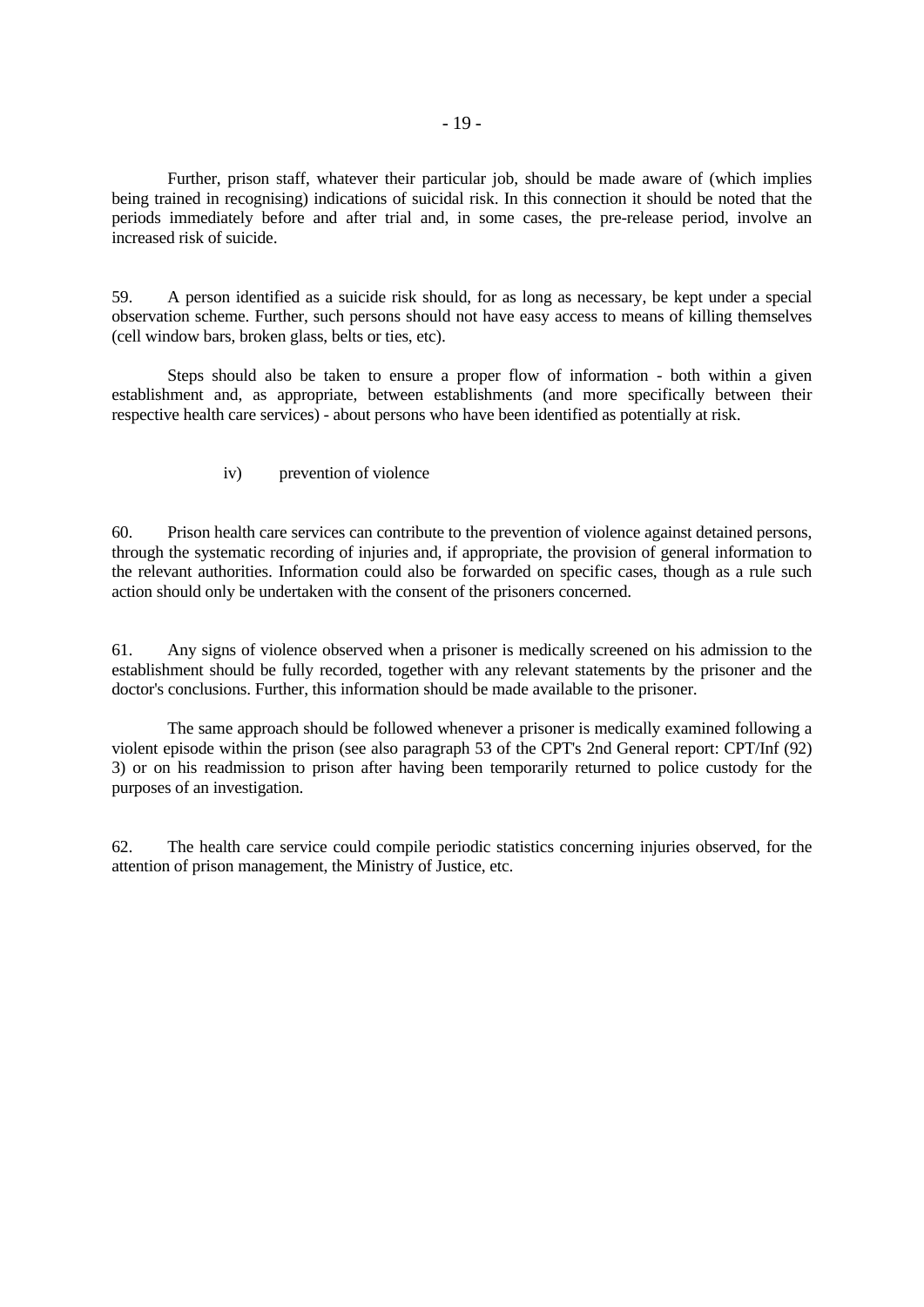Further, prison staff, whatever their particular job, should be made aware of (which implies being trained in recognising) indications of suicidal risk. In this connection it should be noted that the periods immediately before and after trial and, in some cases, the pre-release period, involve an increased risk of suicide.

59. A person identified as a suicide risk should, for as long as necessary, be kept under a special observation scheme. Further, such persons should not have easy access to means of killing themselves (cell window bars, broken glass, belts or ties, etc).

Steps should also be taken to ensure a proper flow of information - both within a given establishment and, as appropriate, between establishments (and more specifically between their respective health care services) - about persons who have been identified as potentially at risk.

iv) prevention of violence

60. Prison health care services can contribute to the prevention of violence against detained persons, through the systematic recording of injuries and, if appropriate, the provision of general information to the relevant authorities. Information could also be forwarded on specific cases, though as a rule such action should only be undertaken with the consent of the prisoners concerned.

61. Any signs of violence observed when a prisoner is medically screened on his admission to the establishment should be fully recorded, together with any relevant statements by the prisoner and the doctor's conclusions. Further, this information should be made available to the prisoner.

The same approach should be followed whenever a prisoner is medically examined following a violent episode within the prison (see also paragraph 53 of the CPT's 2nd General report: CPT/Inf (92) 3) or on his readmission to prison after having been temporarily returned to police custody for the purposes of an investigation.

62. The health care service could compile periodic statistics concerning injuries observed, for the attention of prison management, the Ministry of Justice, etc.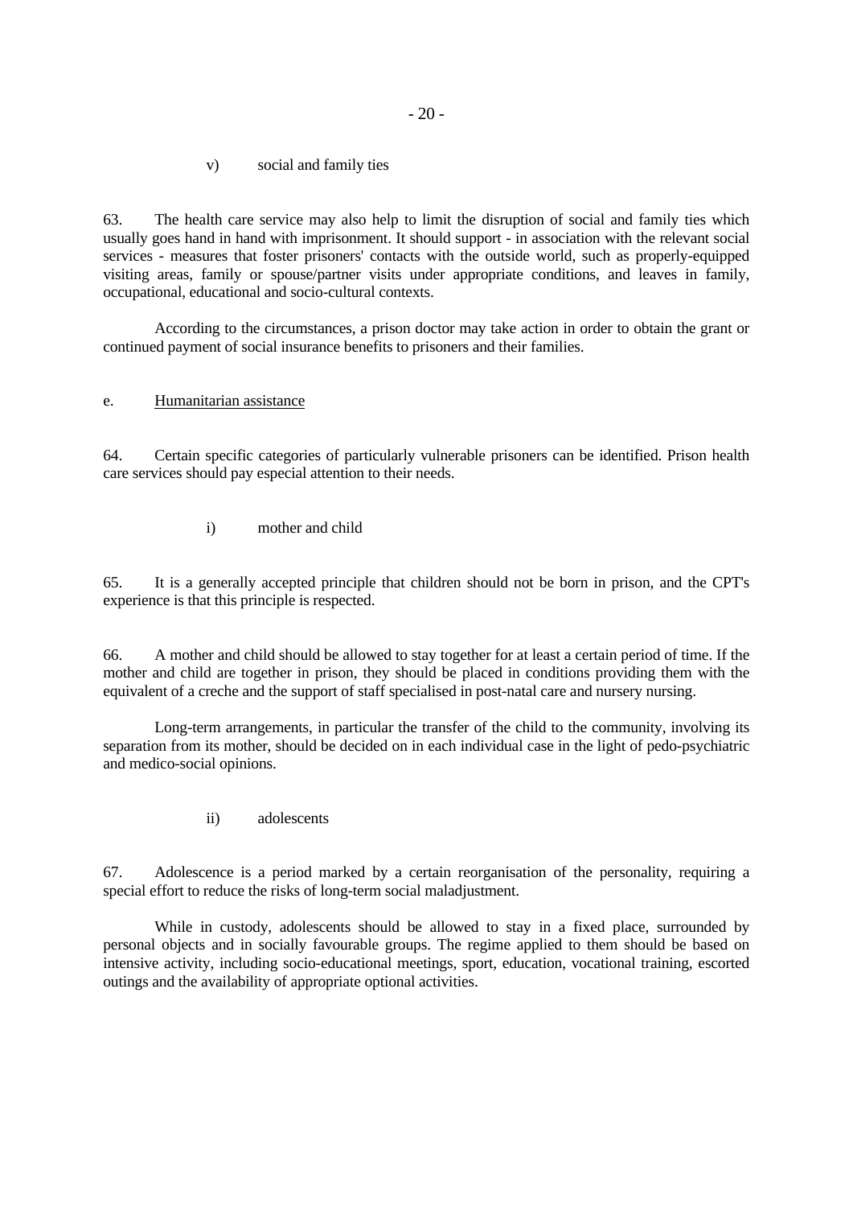v) social and family ties

63. The health care service may also help to limit the disruption of social and family ties which usually goes hand in hand with imprisonment. It should support - in association with the relevant social services - measures that foster prisoners' contacts with the outside world, such as properly-equipped visiting areas, family or spouse/partner visits under appropriate conditions, and leaves in family, occupational, educational and socio-cultural contexts.

According to the circumstances, a prison doctor may take action in order to obtain the grant or continued payment of social insurance benefits to prisoners and their families.

e. Humanitarian assistance

64. Certain specific categories of particularly vulnerable prisoners can be identified. Prison health care services should pay especial attention to their needs.

i) mother and child

65. It is a generally accepted principle that children should not be born in prison, and the CPT's experience is that this principle is respected.

66. A mother and child should be allowed to stay together for at least a certain period of time. If the mother and child are together in prison, they should be placed in conditions providing them with the equivalent of a creche and the support of staff specialised in post-natal care and nursery nursing.

Long-term arrangements, in particular the transfer of the child to the community, involving its separation from its mother, should be decided on in each individual case in the light of pedo-psychiatric and medico-social opinions.

ii) adolescents

67. Adolescence is a period marked by a certain reorganisation of the personality, requiring a special effort to reduce the risks of long-term social maladjustment.

While in custody, adolescents should be allowed to stay in a fixed place, surrounded by personal objects and in socially favourable groups. The regime applied to them should be based on intensive activity, including socio-educational meetings, sport, education, vocational training, escorted outings and the availability of appropriate optional activities.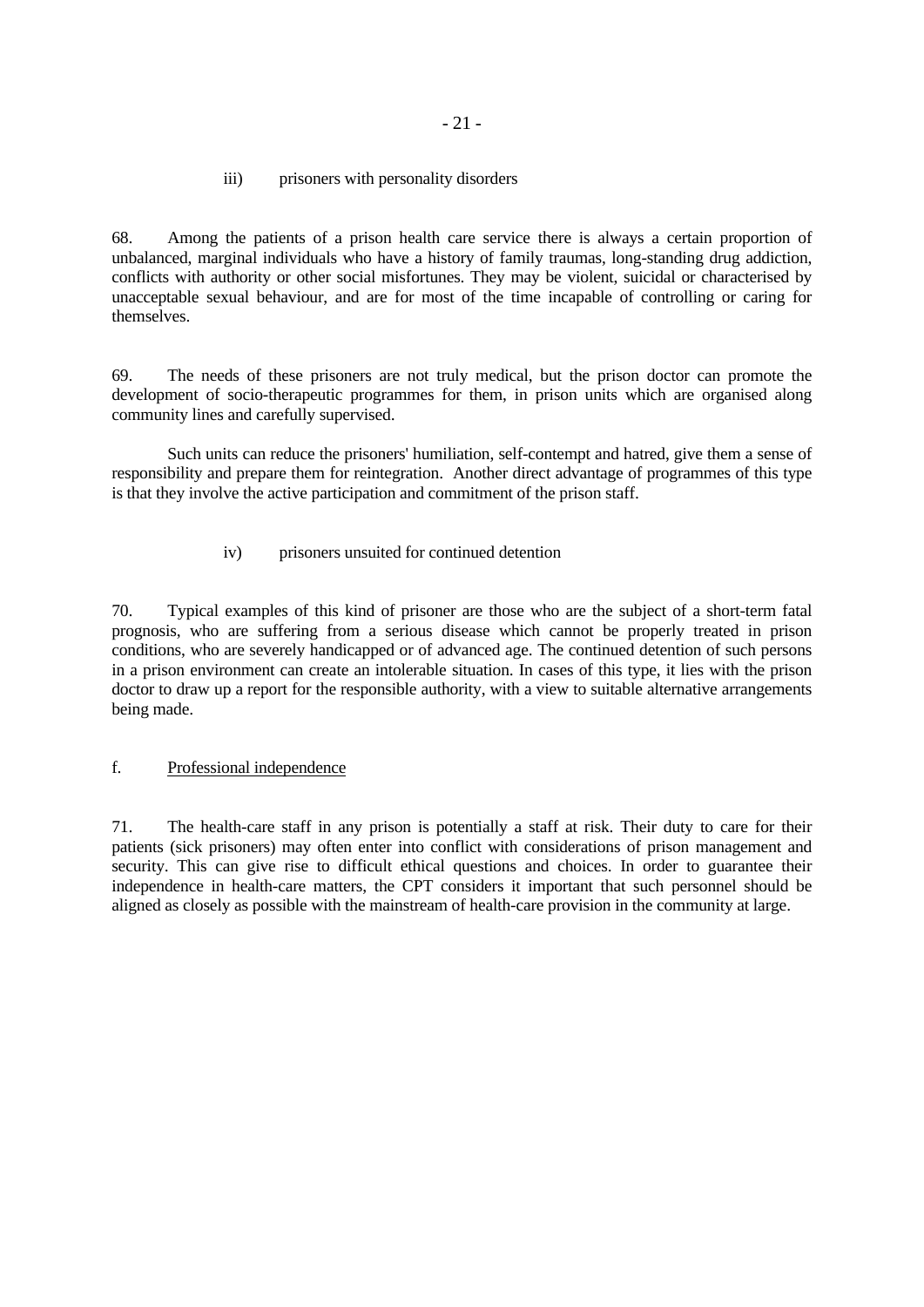iii) prisoners with personality disorders

68. Among the patients of a prison health care service there is always a certain proportion of unbalanced, marginal individuals who have a history of family traumas, long-standing drug addiction, conflicts with authority or other social misfortunes. They may be violent, suicidal or characterised by unacceptable sexual behaviour, and are for most of the time incapable of controlling or caring for themselves.

69. The needs of these prisoners are not truly medical, but the prison doctor can promote the development of socio-therapeutic programmes for them, in prison units which are organised along community lines and carefully supervised.

Such units can reduce the prisoners' humiliation, self-contempt and hatred, give them a sense of responsibility and prepare them for reintegration. Another direct advantage of programmes of this type is that they involve the active participation and commitment of the prison staff.

iv) prisoners unsuited for continued detention

70. Typical examples of this kind of prisoner are those who are the subject of a short-term fatal prognosis, who are suffering from a serious disease which cannot be properly treated in prison conditions, who are severely handicapped or of advanced age. The continued detention of such persons in a prison environment can create an intolerable situation. In cases of this type, it lies with the prison doctor to draw up a report for the responsible authority, with a view to suitable alternative arrangements being made.

f. Professional independence

71. The health-care staff in any prison is potentially a staff at risk. Their duty to care for their patients (sick prisoners) may often enter into conflict with considerations of prison management and security. This can give rise to difficult ethical questions and choices. In order to guarantee their independence in health-care matters, the CPT considers it important that such personnel should be aligned as closely as possible with the mainstream of health-care provision in the community at large.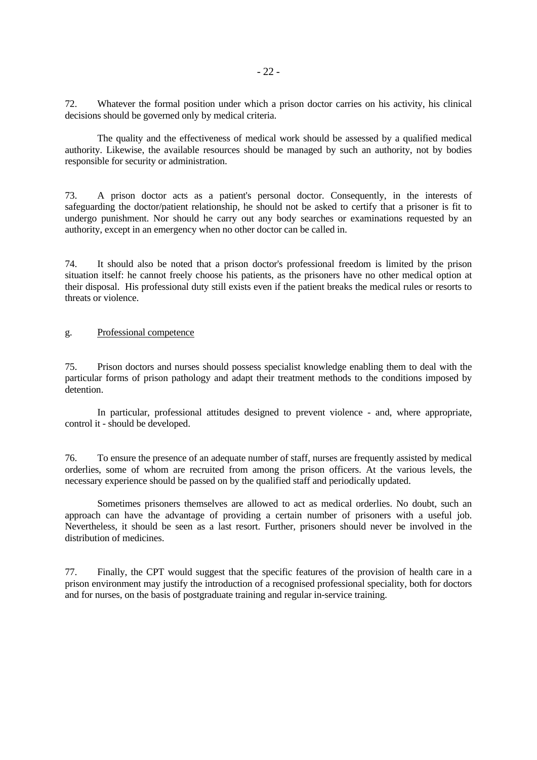72. Whatever the formal position under which a prison doctor carries on his activity, his clinical decisions should be governed only by medical criteria.

The quality and the effectiveness of medical work should be assessed by a qualified medical authority. Likewise, the available resources should be managed by such an authority, not by bodies responsible for security or administration.

73. A prison doctor acts as a patient's personal doctor. Consequently, in the interests of safeguarding the doctor/patient relationship, he should not be asked to certify that a prisoner is fit to undergo punishment. Nor should he carry out any body searches or examinations requested by an authority, except in an emergency when no other doctor can be called in.

74. It should also be noted that a prison doctor's professional freedom is limited by the prison situation itself: he cannot freely choose his patients, as the prisoners have no other medical option at their disposal. His professional duty still exists even if the patient breaks the medical rules or resorts to threats or violence.

### g. Professional competence

75. Prison doctors and nurses should possess specialist knowledge enabling them to deal with the particular forms of prison pathology and adapt their treatment methods to the conditions imposed by detention.

In particular, professional attitudes designed to prevent violence - and, where appropriate, control it - should be developed.

76. To ensure the presence of an adequate number of staff, nurses are frequently assisted by medical orderlies, some of whom are recruited from among the prison officers. At the various levels, the necessary experience should be passed on by the qualified staff and periodically updated.

Sometimes prisoners themselves are allowed to act as medical orderlies. No doubt, such an approach can have the advantage of providing a certain number of prisoners with a useful job. Nevertheless, it should be seen as a last resort. Further, prisoners should never be involved in the distribution of medicines.

77. Finally, the CPT would suggest that the specific features of the provision of health care in a prison environment may justify the introduction of a recognised professional speciality, both for doctors and for nurses, on the basis of postgraduate training and regular in-service training.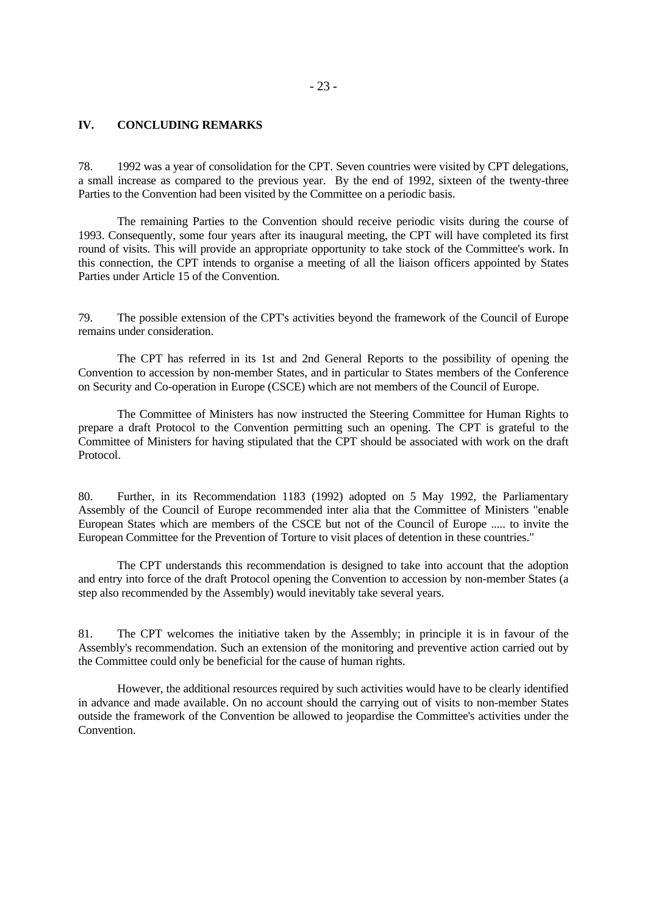## IV. CONCLUDING REMARKS

78. 1992 was a year of consolidation for the CPT. Seven countries were visited by CPT delegations, a small increase as compared to the previous year. By the end of 1992, sixteen of the twenty-three Parties to the Convention had been visited by the Committee on a periodic basis.

The remaining Parties to the Convention should receive periodic visits during the course of 1993. Consequently, some four years after its inaugural meeting, the CPT will have completed its first round of visits. This will provide an appropriate opportunity to take stock of the Committee's work. In this connection, the CPT intends to organise a meeting of all the liaison officers appointed by States Parties under Article 15 of the Convention.

79. The possible extension of the CPT's activities beyond the framework of the Council of Europe remains under consideration.

The CPT has referred in its 1st and 2nd General Reports to the possibility of opening the Convention to accession by non-member States, and in particular to States members of the Conference on Security and Co-operation in Europe (CSCE) which are not members of the Council of Europe.

The Committee of Ministers has now instructed the Steering Committee for Human Rights to prepare a draft Protocol to the Convention permitting such an opening. The CPT is grateful to the Committee of Ministers for having stipulated that the CPT should be associated with work on the draft Protocol.

80. Further, in its Recommendation 1183 (1992) adopted on 5 May 1992, the Parliamentary Assembly of the Council of Europe recommended inter alia that the Committee of Ministers "enable European States which are members of the CSCE but not of the Council of Europe ..... to invite the European Committee for the Prevention of Torture to visit places of detention in these countries."

The CPT understands this recommendation is designed to take into account that the adoption and entry into force of the draft Protocol opening the Convention to accession by non-member States (a step also recommended by the Assembly) would inevitably take several years.

81. The CPT welcomes the initiative taken by the Assembly; in principle it is in favour of the Assembly's recommendation. Such an extension of the monitoring and preventive action carried out by the Committee could only be beneficial for the cause of human rights.

However, the additional resources required by such activities would have to be clearly identified in advance and made available. On no account should the carrying out of visits to non-member States outside the framework of the Convention be allowed to jeopardise the Committee's activities under the Convention.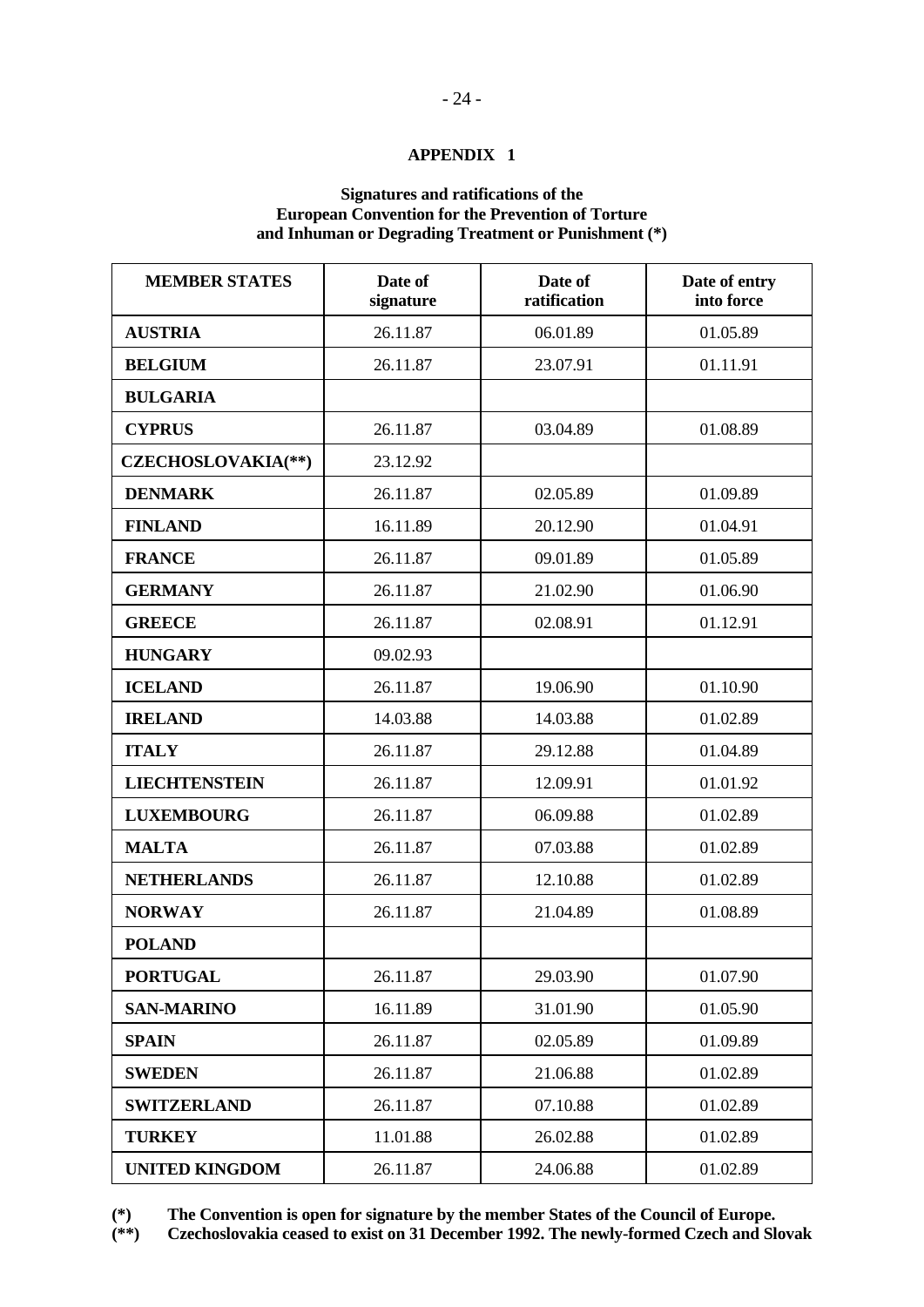## APPENDIX 1

### Signatures and ratifications of the European Convention for the Prevention of Torture and Inhuman or Degrading Treatment or Punishment (*)

| MEMBER STATES | Date of signature | Date of ratification | Date of entry into force |
|---|---|---|---|
| **AUSTRIA** | 26.11.87 | 06.01.89 | 01.05.89 |
| **BELGIUM** | 26.11.87 | 23.07.91 | 01.11.91 |
| **BULGARIA** | | | |
| **CYPRUS** | 26.11.87 | 03.04.89 | 01.08.89 |
| **CZECHOSLOVAKIA(**)** | 23.12.92 | | |
| **DENMARK** | 26.11.87 | 02.05.89 | 01.09.89 |
| **FINLAND** | 16.11.89 | 20.12.90 | 01.04.91 |
| **FRANCE** | 26.11.87 | 09.01.89 | 01.05.89 |
| **GERMANY** | 26.11.87 | 21.02.90 | 01.06.90 |
| **GREECE** | 26.11.87 | 02.08.91 | 01.12.91 |
| **HUNGARY** | 09.02.93 | | |
| **ICELAND** | 26.11.87 | 19.06.90 | 01.10.90 |
| **IRELAND** | 14.03.88 | 14.03.88 | 01.02.89 |
| **ITALY** | 26.11.87 | 29.12.88 | 01.04.89 |
| **LIECHTENSTEIN** | 26.11.87 | 12.09.91 | 01.01.92 |
| **LUXEMBOURG** | 26.11.87 | 06.09.88 | 01.02.89 |
| **MALTA** | 26.11.87 | 07.03.88 | 01.02.89 |
| **NETHERLANDS** | 26.11.87 | 12.10.88 | 01.02.89 |
| **NORWAY** | 26.11.87 | 21.04.89 | 01.08.89 |
| **POLAND** | | | |
| **PORTUGAL** | 26.11.87 | 29.03.90 | 01.07.90 |
| **SAN-MARINO** | 16.11.89 | 31.01.90 | 01.05.90 |
| **SPAIN** | 26.11.87 | 02.05.89 | 01.09.89 |
| **SWEDEN** | 26.11.87 | 21.06.88 | 01.02.89 |
| **SWITZERLAND** | 26.11.87 | 07.10.88 | 01.02.89 |
| **TURKEY** | 11.01.88 | 26.02.88 | 01.02.89 |
| **UNITED KINGDOM** | 26.11.87 | 24.06.88 | 01.02.89 |

**(*)** The Convention is open for signature by the member States of the Council of Europe.
**(**)** Czechoslovakia ceased to exist on 31 December 1992. The newly-formed Czech and Slovak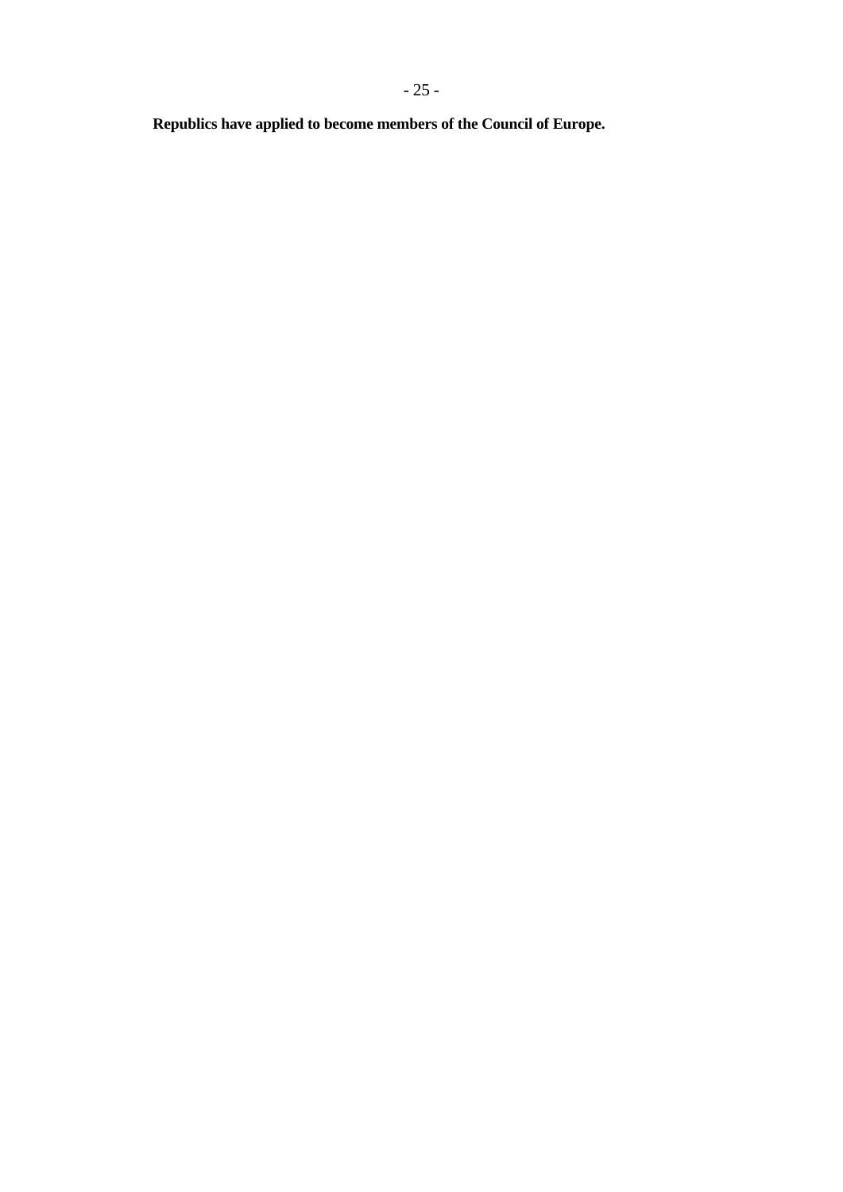**Republics have applied to become members of the Council of Europe.**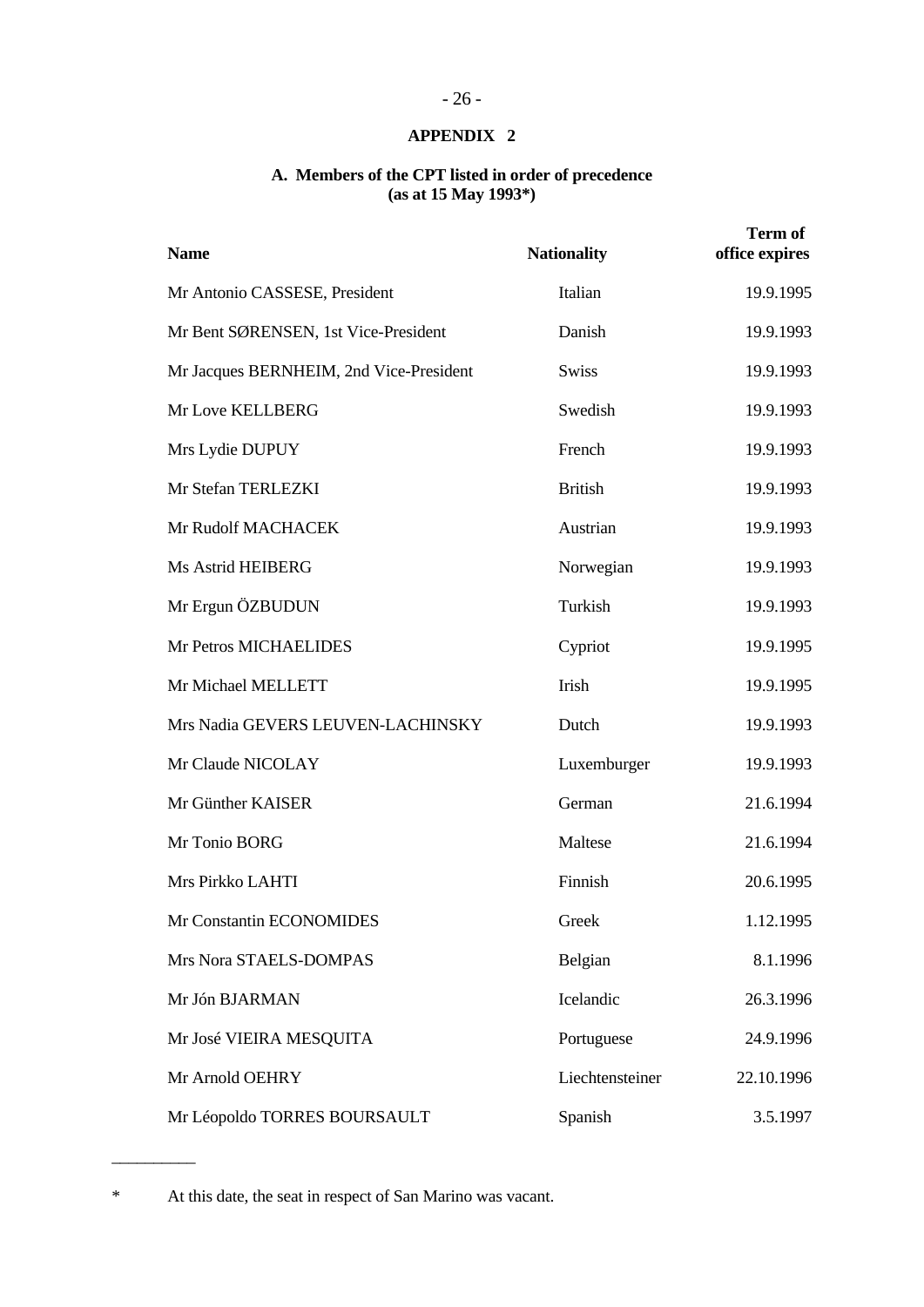## APPENDIX 2

### A. Members of the CPT listed in order of precedence (as at 15 May 1993*)

| Name | Nationality | Term of office expires |
|---|---|---|
| Mr Antonio CASSESE, President | Italian | 19.9.1995 |
| Mr Bent SØRENSEN, 1st Vice-President | Danish | 19.9.1993 |
| Mr Jacques BERNHEIM, 2nd Vice-President | Swiss | 19.9.1993 |
| Mr Love KELLBERG | Swedish | 19.9.1993 |
| Mrs Lydie DUPUY | French | 19.9.1993 |
| Mr Stefan TERLEZKI | British | 19.9.1993 |
| Mr Rudolf MACHACEK | Austrian | 19.9.1993 |
| Ms Astrid HEIBERG | Norwegian | 19.9.1993 |
| Mr Ergun ÖZBUDUN | Turkish | 19.9.1993 |
| Mr Petros MICHAELIDES | Cypriot | 19.9.1995 |
| Mr Michael MELLETT | Irish | 19.9.1995 |
| Mrs Nadia GEVERS LEUVEN-LACHINSKY | Dutch | 19.9.1993 |
| Mr Claude NICOLAY | Luxemburger | 19.9.1993 |
| Mr Günther KAISER | German | 21.6.1994 |
| Mr Tonio BORG | Maltese | 21.6.1994 |
| Mrs Pirkko LAHTI | Finnish | 20.6.1995 |
| Mr Constantin ECONOMIDES | Greek | 1.12.1995 |
| Mrs Nora STAELS-DOMPAS | Belgian | 8.1.1996 |
| Mr Jón BJARMAN | Icelandic | 26.3.1996 |
| Mr José VIEIRA MESQUITA | Portuguese | 24.9.1996 |
| Mr Arnold OEHRY | Liechtensteiner | 22.10.1996 |
| Mr Léopoldo TORRES BOURSAULT | Spanish | 3.5.1997 |

\_\_\_\_\_\_\_\_\_\_

\* At this date, the seat in respect of San Marino was vacant.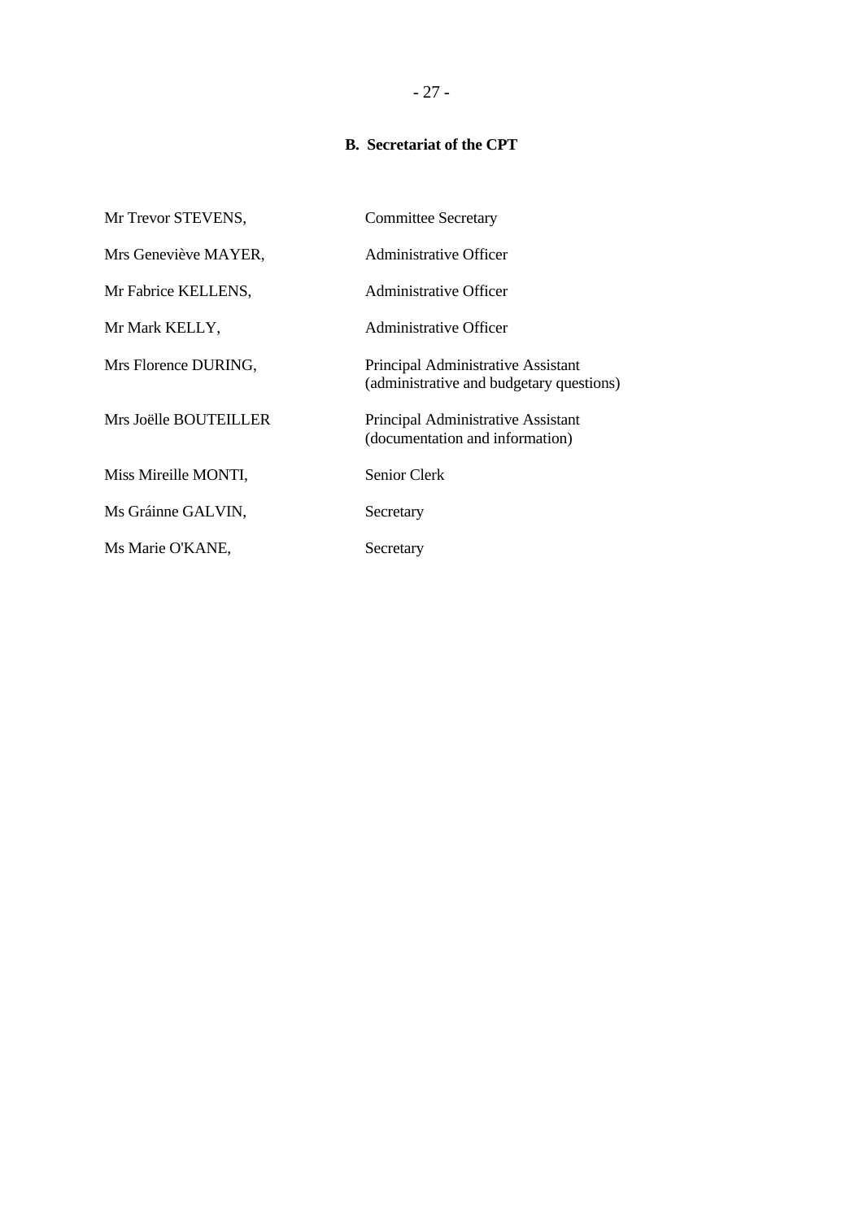## B. Secretariat of the CPT

| | |
|---|---|
| Mr Trevor STEVENS, | Committee Secretary |
| Mrs Geneviève MAYER, | Administrative Officer |
| Mr Fabrice KELLENS, | Administrative Officer |
| Mr Mark KELLY, | Administrative Officer |
| Mrs Florence DURING, | Principal Administrative Assistant (administrative and budgetary questions) |
| Mrs Joëlle BOUTEILLER | Principal Administrative Assistant (documentation and information) |
| Miss Mireille MONTI, | Senior Clerk |
| Ms Gráinne GALVIN, | Secretary |
| Ms Marie O'KANE, | Secretary |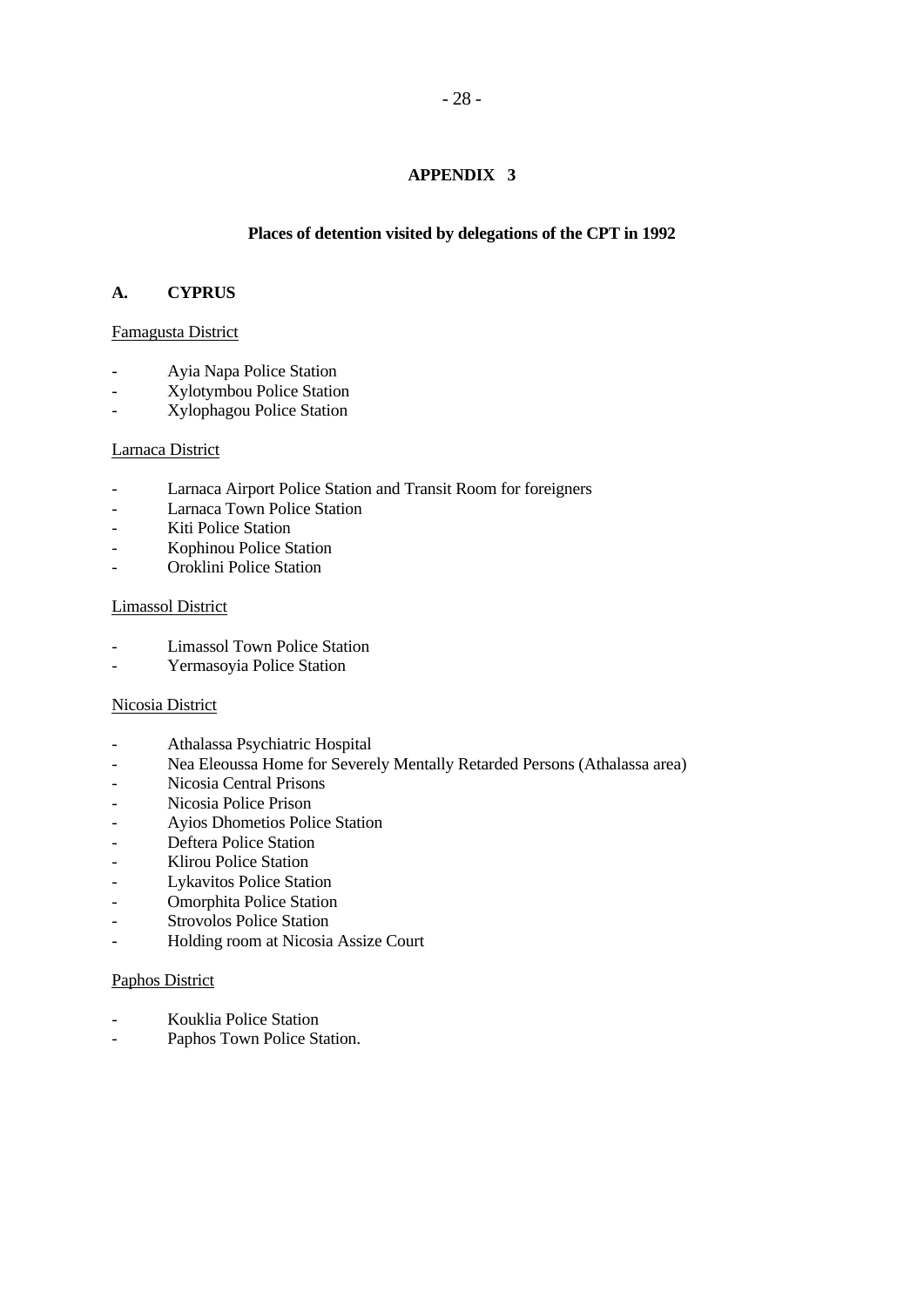# APPENDIX 3

## Places of detention visited by delegations of the CPT in 1992

### A. CYPRUS

Famagusta District

- Ayia Napa Police Station
- Xylotymbou Police Station
- Xylophagou Police Station

Larnaca District

- Larnaca Airport Police Station and Transit Room for foreigners
- Larnaca Town Police Station
- Kiti Police Station
- Kophinou Police Station
- Oroklini Police Station

Limassol District

- Limassol Town Police Station
- Yermasoyia Police Station

Nicosia District

- Athalassa Psychiatric Hospital
- Nea Eleoussa Home for Severely Mentally Retarded Persons (Athalassa area)
- Nicosia Central Prisons
- Nicosia Police Prison
- Ayios Dhometios Police Station
- Deftera Police Station
- Klirou Police Station
- Lykavitos Police Station
- Omorphita Police Station
- Strovolos Police Station
- Holding room at Nicosia Assize Court

Paphos District

- Kouklia Police Station
- Paphos Town Police Station.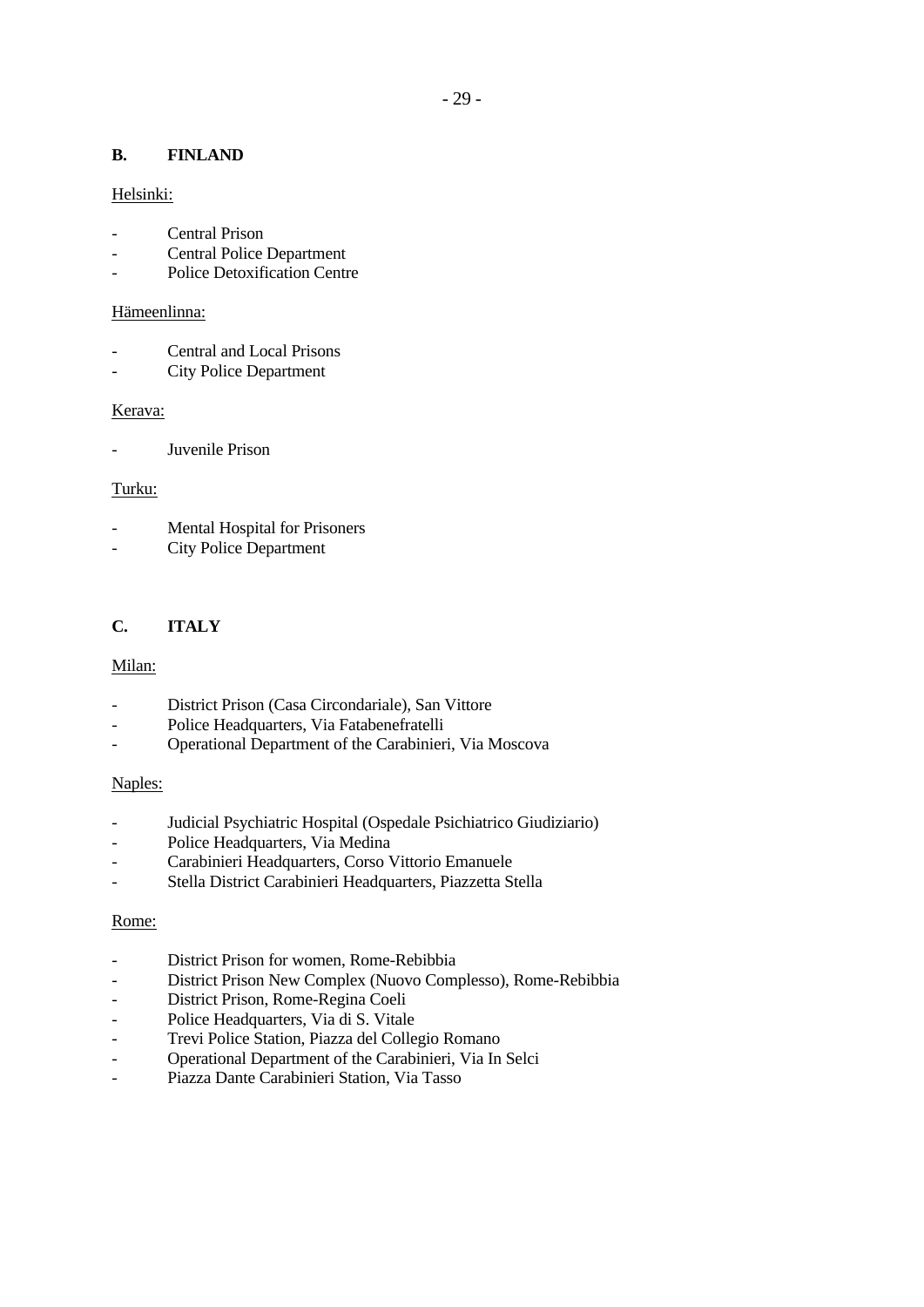## B. FINLAND

Helsinki:

- Central Prison
- Central Police Department
- Police Detoxification Centre

Hämeenlinna:

- Central and Local Prisons
- City Police Department

Kerava:

- Juvenile Prison

Turku:

- Mental Hospital for Prisoners
- City Police Department

## C. ITALY

Milan:

- District Prison (Casa Circondariale), San Vittore
- Police Headquarters, Via Fatabenefratelli
- Operational Department of the Carabinieri, Via Moscova

Naples:

- Judicial Psychiatric Hospital (Ospedale Psichiatrico Giudiziario)
- Police Headquarters, Via Medina
- Carabinieri Headquarters, Corso Vittorio Emanuele
- Stella District Carabinieri Headquarters, Piazzetta Stella

Rome:

- District Prison for women, Rome-Rebibbia
- District Prison New Complex (Nuovo Complesso), Rome-Rebibbia
- District Prison, Rome-Regina Coeli
- Police Headquarters, Via di S. Vitale
- Trevi Police Station, Piazza del Collegio Romano
- Operational Department of the Carabinieri, Via In Selci
- Piazza Dante Carabinieri Station, Via Tasso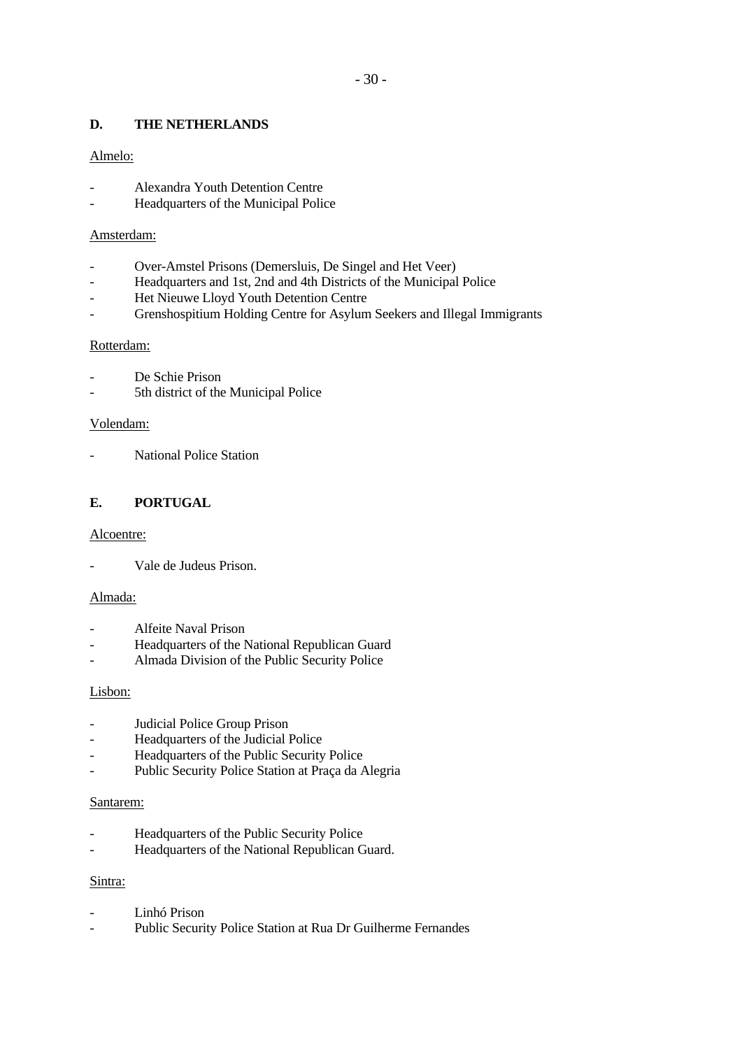## D. THE NETHERLANDS

Almelo:

- Alexandra Youth Detention Centre
- Headquarters of the Municipal Police

Amsterdam:

- Over-Amstel Prisons (Demersluis, De Singel and Het Veer)
- Headquarters and 1st, 2nd and 4th Districts of the Municipal Police
- Het Nieuwe Lloyd Youth Detention Centre
- Grenshospitium Holding Centre for Asylum Seekers and Illegal Immigrants

Rotterdam:

- De Schie Prison
- 5th district of the Municipal Police

Volendam:

- National Police Station

## E. PORTUGAL

Alcoentre:

- Vale de Judeus Prison.

Almada:

- Alfeite Naval Prison
- Headquarters of the National Republican Guard
- Almada Division of the Public Security Police

Lisbon:

- Judicial Police Group Prison
- Headquarters of the Judicial Police
- Headquarters of the Public Security Police
- Public Security Police Station at Praça da Alegria

Santarem:

- Headquarters of the Public Security Police
- Headquarters of the National Republican Guard.

Sintra:

- Linhó Prison
- Public Security Police Station at Rua Dr Guilherme Fernandes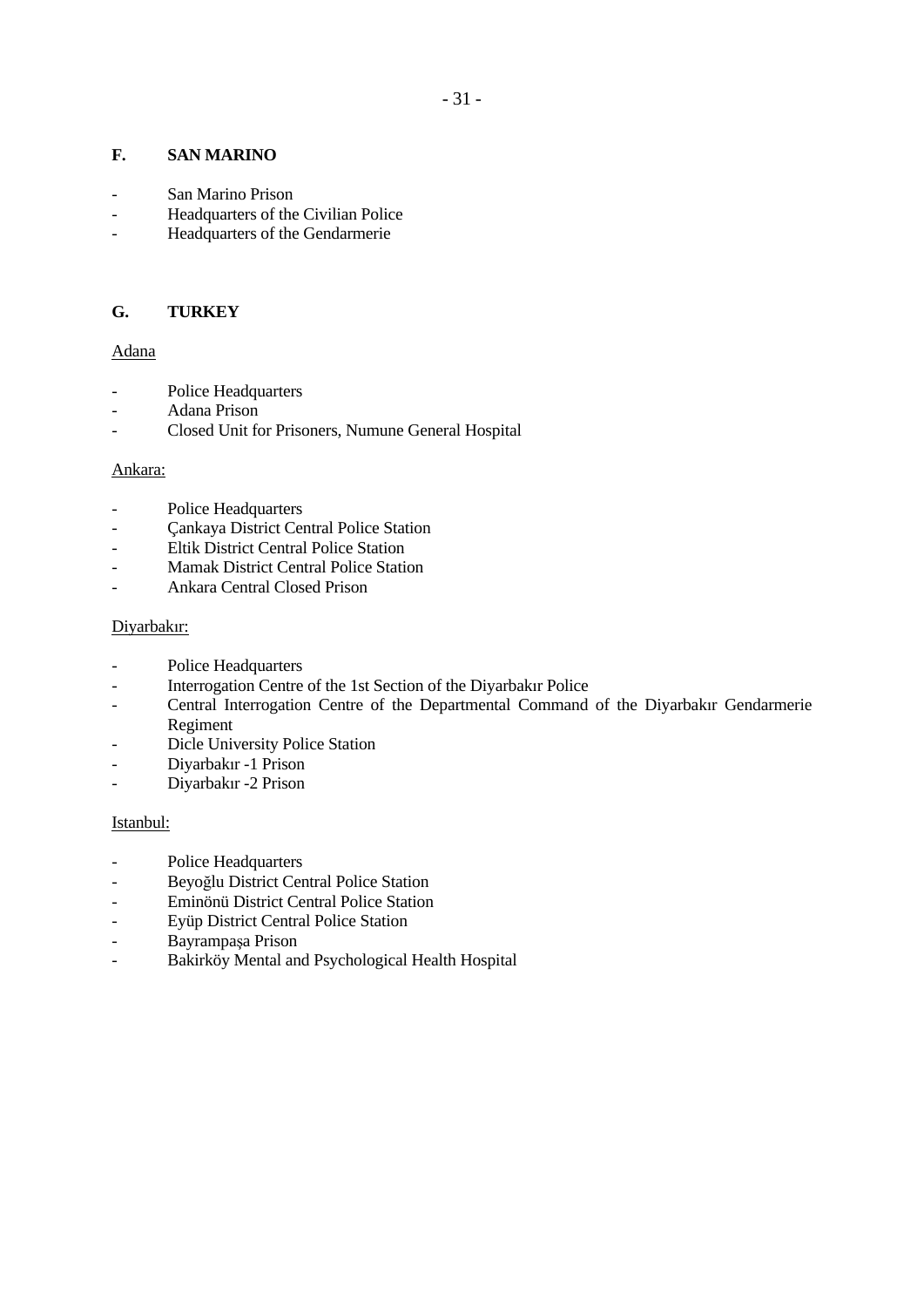## F. SAN MARINO

- San Marino Prison
- Headquarters of the Civilian Police
- Headquarters of the Gendarmerie

## G. TURKEY

Adana

- Police Headquarters
- Adana Prison
- Closed Unit for Prisoners, Numune General Hospital

Ankara:

- Police Headquarters
- Çankaya District Central Police Station
- Eltik District Central Police Station
- Mamak District Central Police Station
- Ankara Central Closed Prison

Diyarbakır:

- Police Headquarters
- Interrogation Centre of the 1st Section of the Diyarbakır Police
- Central Interrogation Centre of the Departmental Command of the Diyarbakır Gendarmerie Regiment
- Dicle University Police Station
- Diyarbakır -1 Prison
- Diyarbakır -2 Prison

Istanbul:

- Police Headquarters
- Beyoğlu District Central Police Station
- Eminönü District Central Police Station
- Eyüp District Central Police Station
- Bayrampaşa Prison
- Bakirköy Mental and Psychological Health Hospital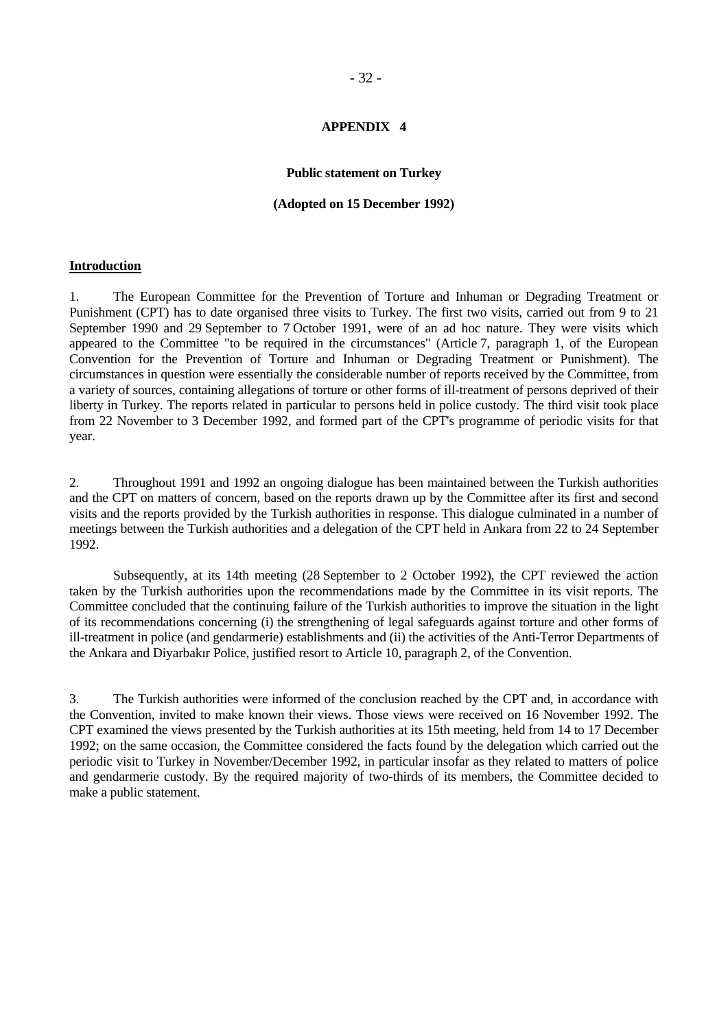# APPENDIX 4

## Public statement on Turkey

**(Adopted on 15 December 1992)**

**Introduction**

1. The European Committee for the Prevention of Torture and Inhuman or Degrading Treatment or Punishment (CPT) has to date organised three visits to Turkey. The first two visits, carried out from 9 to 21 September 1990 and 29 September to 7 October 1991, were of an ad hoc nature. They were visits which appeared to the Committee "to be required in the circumstances" (Article 7, paragraph 1, of the European Convention for the Prevention of Torture and Inhuman or Degrading Treatment or Punishment). The circumstances in question were essentially the considerable number of reports received by the Committee, from a variety of sources, containing allegations of torture or other forms of ill-treatment of persons deprived of their liberty in Turkey. The reports related in particular to persons held in police custody. The third visit took place from 22 November to 3 December 1992, and formed part of the CPT's programme of periodic visits for that year.

2. Throughout 1991 and 1992 an ongoing dialogue has been maintained between the Turkish authorities and the CPT on matters of concern, based on the reports drawn up by the Committee after its first and second visits and the reports provided by the Turkish authorities in response. This dialogue culminated in a number of meetings between the Turkish authorities and a delegation of the CPT held in Ankara from 22 to 24 September 1992.

Subsequently, at its 14th meeting (28 September to 2 October 1992), the CPT reviewed the action taken by the Turkish authorities upon the recommendations made by the Committee in its visit reports. The Committee concluded that the continuing failure of the Turkish authorities to improve the situation in the light of its recommendations concerning (i) the strengthening of legal safeguards against torture and other forms of ill-treatment in police (and gendarmerie) establishments and (ii) the activities of the Anti-Terror Departments of the Ankara and Diyarbakır Police, justified resort to Article 10, paragraph 2, of the Convention.

3. The Turkish authorities were informed of the conclusion reached by the CPT and, in accordance with the Convention, invited to make known their views. Those views were received on 16 November 1992. The CPT examined the views presented by the Turkish authorities at its 15th meeting, held from 14 to 17 December 1992; on the same occasion, the Committee considered the facts found by the delegation which carried out the periodic visit to Turkey in November/December 1992, in particular insofar as they related to matters of police and gendarmerie custody. By the required majority of two-thirds of its members, the Committee decided to make a public statement.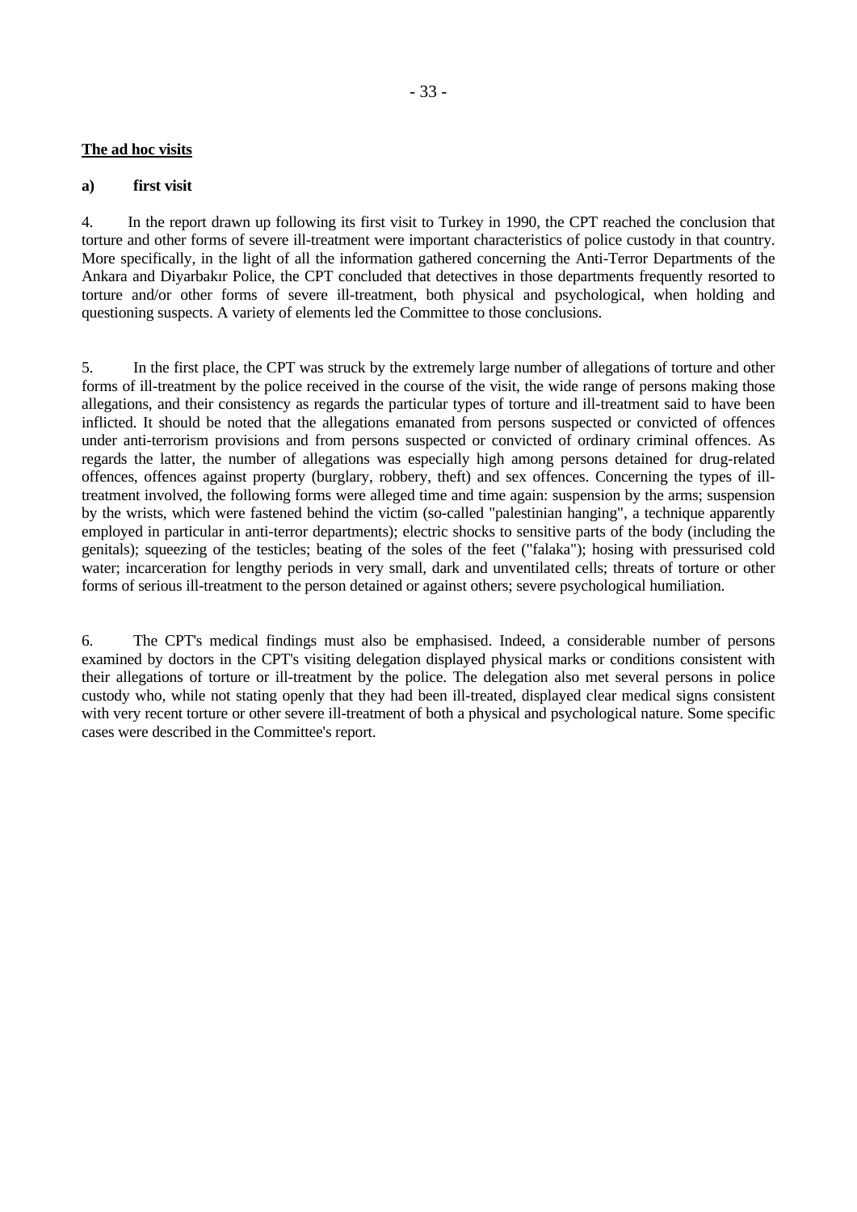**The ad hoc visits**

**a) first visit**

4. In the report drawn up following its first visit to Turkey in 1990, the CPT reached the conclusion that torture and other forms of severe ill-treatment were important characteristics of police custody in that country. More specifically, in the light of all the information gathered concerning the Anti-Terror Departments of the Ankara and Diyarbakır Police, the CPT concluded that detectives in those departments frequently resorted to torture and/or other forms of severe ill-treatment, both physical and psychological, when holding and questioning suspects. A variety of elements led the Committee to those conclusions.

5. In the first place, the CPT was struck by the extremely large number of allegations of torture and other forms of ill-treatment by the police received in the course of the visit, the wide range of persons making those allegations, and their consistency as regards the particular types of torture and ill-treatment said to have been inflicted. It should be noted that the allegations emanated from persons suspected or convicted of offences under anti-terrorism provisions and from persons suspected or convicted of ordinary criminal offences. As regards the latter, the number of allegations was especially high among persons detained for drug-related offences, offences against property (burglary, robbery, theft) and sex offences. Concerning the types of ill-treatment involved, the following forms were alleged time and time again: suspension by the arms; suspension by the wrists, which were fastened behind the victim (so-called "palestinian hanging", a technique apparently employed in particular in anti-terror departments); electric shocks to sensitive parts of the body (including the genitals); squeezing of the testicles; beating of the soles of the feet ("falaka"); hosing with pressurised cold water; incarceration for lengthy periods in very small, dark and unventilated cells; threats of torture or other forms of serious ill-treatment to the person detained or against others; severe psychological humiliation.

6. The CPT's medical findings must also be emphasised. Indeed, a considerable number of persons examined by doctors in the CPT's visiting delegation displayed physical marks or conditions consistent with their allegations of torture or ill-treatment by the police. The delegation also met several persons in police custody who, while not stating openly that they had been ill-treated, displayed clear medical signs consistent with very recent torture or other severe ill-treatment of both a physical and psychological nature. Some specific cases were described in the Committee's report.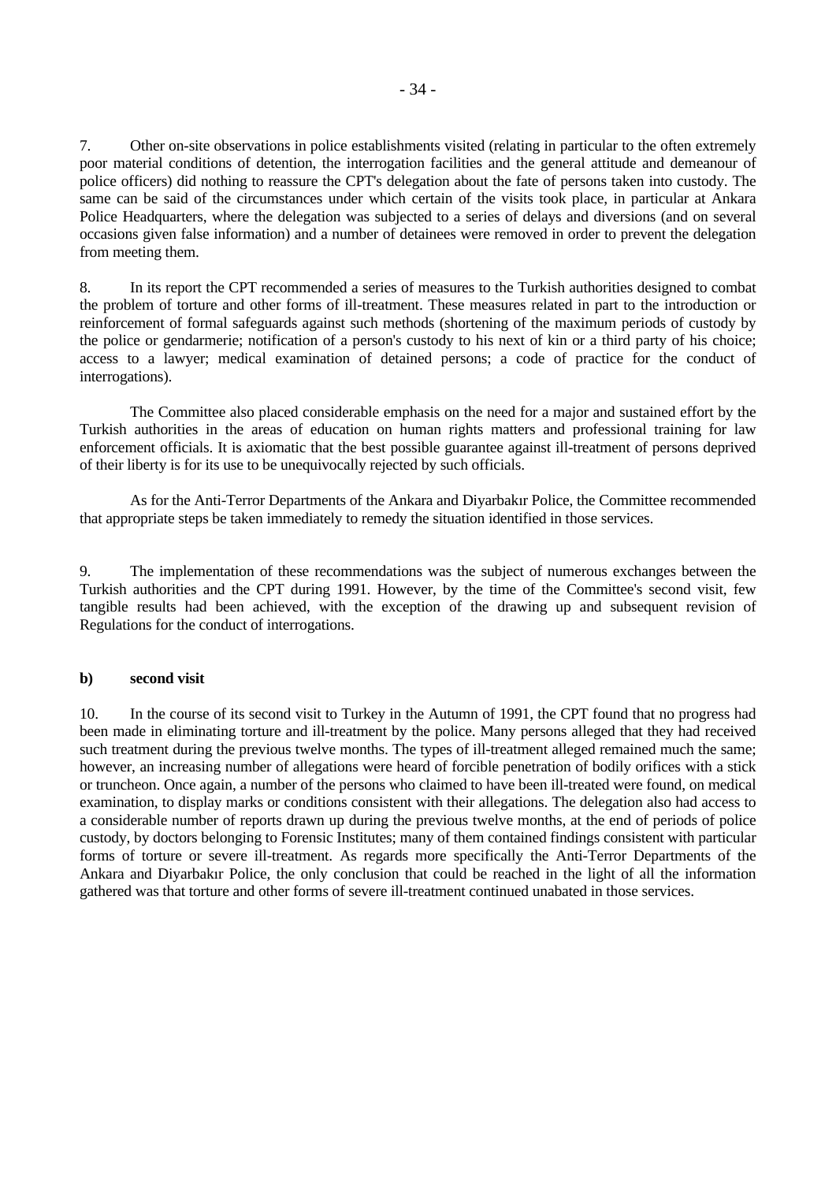7. Other on-site observations in police establishments visited (relating in particular to the often extremely poor material conditions of detention, the interrogation facilities and the general attitude and demeanour of police officers) did nothing to reassure the CPT's delegation about the fate of persons taken into custody. The same can be said of the circumstances under which certain of the visits took place, in particular at Ankara Police Headquarters, where the delegation was subjected to a series of delays and diversions (and on several occasions given false information) and a number of detainees were removed in order to prevent the delegation from meeting them.

8. In its report the CPT recommended a series of measures to the Turkish authorities designed to combat the problem of torture and other forms of ill-treatment. These measures related in part to the introduction or reinforcement of formal safeguards against such methods (shortening of the maximum periods of custody by the police or gendarmerie; notification of a person's custody to his next of kin or a third party of his choice; access to a lawyer; medical examination of detained persons; a code of practice for the conduct of interrogations).

The Committee also placed considerable emphasis on the need for a major and sustained effort by the Turkish authorities in the areas of education on human rights matters and professional training for law enforcement officials. It is axiomatic that the best possible guarantee against ill-treatment of persons deprived of their liberty is for its use to be unequivocally rejected by such officials.

As for the Anti-Terror Departments of the Ankara and Diyarbakır Police, the Committee recommended that appropriate steps be taken immediately to remedy the situation identified in those services.

9. The implementation of these recommendations was the subject of numerous exchanges between the Turkish authorities and the CPT during 1991. However, by the time of the Committee's second visit, few tangible results had been achieved, with the exception of the drawing up and subsequent revision of Regulations for the conduct of interrogations.

**b) second visit**

10. In the course of its second visit to Turkey in the Autumn of 1991, the CPT found that no progress had been made in eliminating torture and ill-treatment by the police. Many persons alleged that they had received such treatment during the previous twelve months. The types of ill-treatment alleged remained much the same; however, an increasing number of allegations were heard of forcible penetration of bodily orifices with a stick or truncheon. Once again, a number of the persons who claimed to have been ill-treated were found, on medical examination, to display marks or conditions consistent with their allegations. The delegation also had access to a considerable number of reports drawn up during the previous twelve months, at the end of periods of police custody, by doctors belonging to Forensic Institutes; many of them contained findings consistent with particular forms of torture or severe ill-treatment. As regards more specifically the Anti-Terror Departments of the Ankara and Diyarbakır Police, the only conclusion that could be reached in the light of all the information gathered was that torture and other forms of severe ill-treatment continued unabated in those services.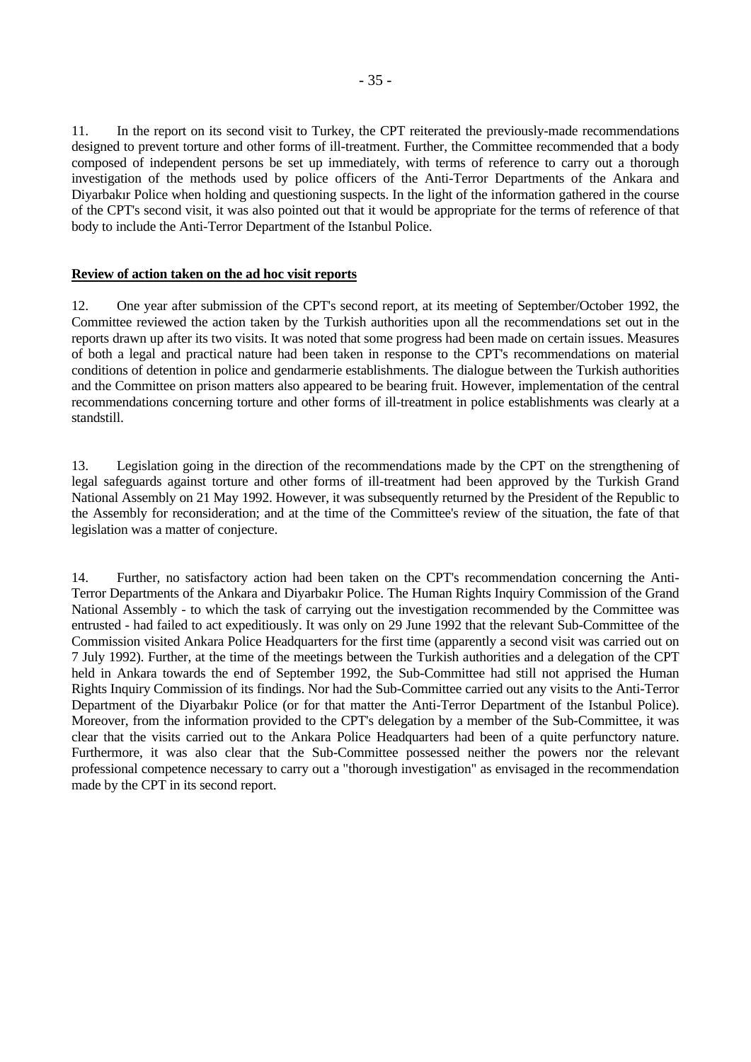11. In the report on its second visit to Turkey, the CPT reiterated the previously-made recommendations designed to prevent torture and other forms of ill-treatment. Further, the Committee recommended that a body composed of independent persons be set up immediately, with terms of reference to carry out a thorough investigation of the methods used by police officers of the Anti-Terror Departments of the Ankara and Diyarbakır Police when holding and questioning suspects. In the light of the information gathered in the course of the CPT's second visit, it was also pointed out that it would be appropriate for the terms of reference of that body to include the Anti-Terror Department of the Istanbul Police.

**Review of action taken on the ad hoc visit reports**

12. One year after submission of the CPT's second report, at its meeting of September/October 1992, the Committee reviewed the action taken by the Turkish authorities upon all the recommendations set out in the reports drawn up after its two visits. It was noted that some progress had been made on certain issues. Measures of both a legal and practical nature had been taken in response to the CPT's recommendations on material conditions of detention in police and gendarmerie establishments. The dialogue between the Turkish authorities and the Committee on prison matters also appeared to be bearing fruit. However, implementation of the central recommendations concerning torture and other forms of ill-treatment in police establishments was clearly at a standstill.

13. Legislation going in the direction of the recommendations made by the CPT on the strengthening of legal safeguards against torture and other forms of ill-treatment had been approved by the Turkish Grand National Assembly on 21 May 1992. However, it was subsequently returned by the President of the Republic to the Assembly for reconsideration; and at the time of the Committee's review of the situation, the fate of that legislation was a matter of conjecture.

14. Further, no satisfactory action had been taken on the CPT's recommendation concerning the Anti-Terror Departments of the Ankara and Diyarbakır Police. The Human Rights Inquiry Commission of the Grand National Assembly - to which the task of carrying out the investigation recommended by the Committee was entrusted - had failed to act expeditiously. It was only on 29 June 1992 that the relevant Sub-Committee of the Commission visited Ankara Police Headquarters for the first time (apparently a second visit was carried out on 7 July 1992). Further, at the time of the meetings between the Turkish authorities and a delegation of the CPT held in Ankara towards the end of September 1992, the Sub-Committee had still not apprised the Human Rights Inquiry Commission of its findings. Nor had the Sub-Committee carried out any visits to the Anti-Terror Department of the Diyarbakır Police (or for that matter the Anti-Terror Department of the Istanbul Police). Moreover, from the information provided to the CPT's delegation by a member of the Sub-Committee, it was clear that the visits carried out to the Ankara Police Headquarters had been of a quite perfunctory nature. Furthermore, it was also clear that the Sub-Committee possessed neither the powers nor the relevant professional competence necessary to carry out a "thorough investigation" as envisaged in the recommendation made by the CPT in its second report.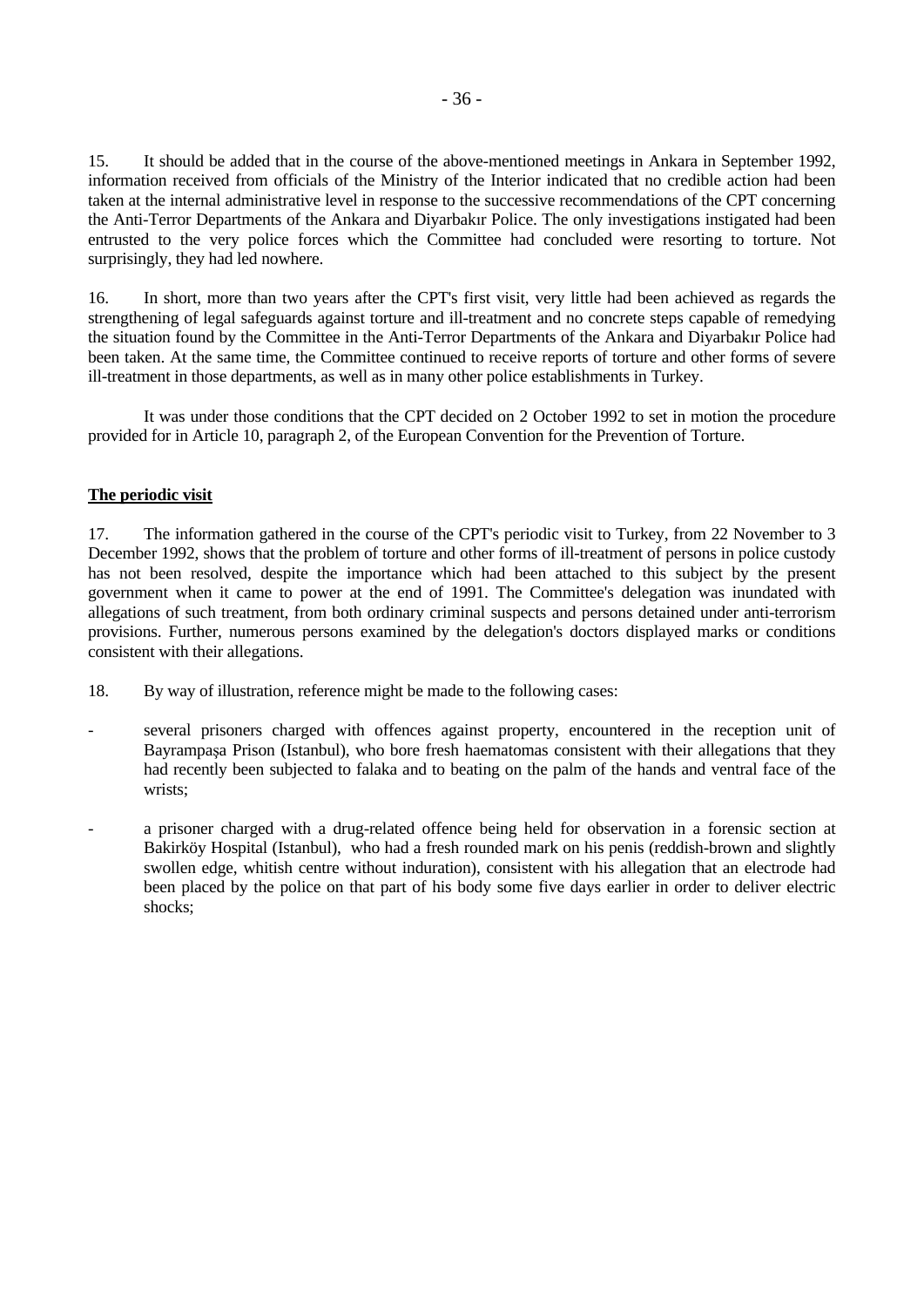15. It should be added that in the course of the above-mentioned meetings in Ankara in September 1992, information received from officials of the Ministry of the Interior indicated that no credible action had been taken at the internal administrative level in response to the successive recommendations of the CPT concerning the Anti-Terror Departments of the Ankara and Diyarbakır Police. The only investigations instigated had been entrusted to the very police forces which the Committee had concluded were resorting to torture. Not surprisingly, they had led nowhere.

16. In short, more than two years after the CPT's first visit, very little had been achieved as regards the strengthening of legal safeguards against torture and ill-treatment and no concrete steps capable of remedying the situation found by the Committee in the Anti-Terror Departments of the Ankara and Diyarbakır Police had been taken. At the same time, the Committee continued to receive reports of torture and other forms of severe ill-treatment in those departments, as well as in many other police establishments in Turkey.

It was under those conditions that the CPT decided on 2 October 1992 to set in motion the procedure provided for in Article 10, paragraph 2, of the European Convention for the Prevention of Torture.

**The periodic visit**

17. The information gathered in the course of the CPT's periodic visit to Turkey, from 22 November to 3 December 1992, shows that the problem of torture and other forms of ill-treatment of persons in police custody has not been resolved, despite the importance which had been attached to this subject by the present government when it came to power at the end of 1991. The Committee's delegation was inundated with allegations of such treatment, from both ordinary criminal suspects and persons detained under anti-terrorism provisions. Further, numerous persons examined by the delegation's doctors displayed marks or conditions consistent with their allegations.

18. By way of illustration, reference might be made to the following cases:

- several prisoners charged with offences against property, encountered in the reception unit of Bayrampaşa Prison (Istanbul), who bore fresh haematomas consistent with their allegations that they had recently been subjected to falaka and to beating on the palm of the hands and ventral face of the wrists;

- a prisoner charged with a drug-related offence being held for observation in a forensic section at Bakirköy Hospital (Istanbul), who had a fresh rounded mark on his penis (reddish-brown and slightly swollen edge, whitish centre without induration), consistent with his allegation that an electrode had been placed by the police on that part of his body some five days earlier in order to deliver electric shocks;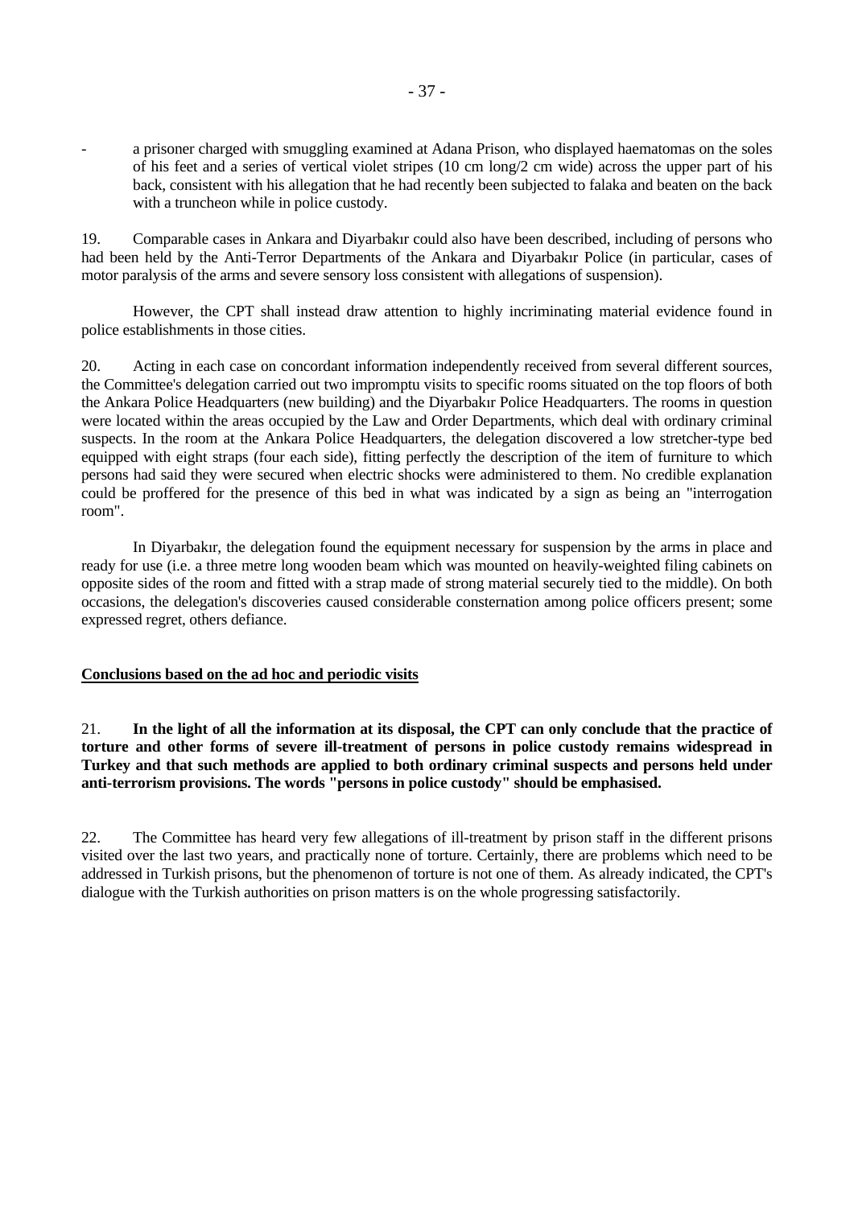- a prisoner charged with smuggling examined at Adana Prison, who displayed haematomas on the soles of his feet and a series of vertical violet stripes (10 cm long/2 cm wide) across the upper part of his back, consistent with his allegation that he had recently been subjected to falaka and beaten on the back with a truncheon while in police custody.

19. Comparable cases in Ankara and Diyarbakır could also have been described, including of persons who had been held by the Anti-Terror Departments of the Ankara and Diyarbakır Police (in particular, cases of motor paralysis of the arms and severe sensory loss consistent with allegations of suspension).

However, the CPT shall instead draw attention to highly incriminating material evidence found in police establishments in those cities.

20. Acting in each case on concordant information independently received from several different sources, the Committee's delegation carried out two impromptu visits to specific rooms situated on the top floors of both the Ankara Police Headquarters (new building) and the Diyarbakır Police Headquarters. The rooms in question were located within the areas occupied by the Law and Order Departments, which deal with ordinary criminal suspects. In the room at the Ankara Police Headquarters, the delegation discovered a low stretcher-type bed equipped with eight straps (four each side), fitting perfectly the description of the item of furniture to which persons had said they were secured when electric shocks were administered to them. No credible explanation could be proffered for the presence of this bed in what was indicated by a sign as being an "interrogation room".

In Diyarbakır, the delegation found the equipment necessary for suspension by the arms in place and ready for use (i.e. a three metre long wooden beam which was mounted on heavily-weighted filing cabinets on opposite sides of the room and fitted with a strap made of strong material securely tied to the middle). On both occasions, the delegation's discoveries caused considerable consternation among police officers present; some expressed regret, others defiance.

<u>**Conclusions based on the ad hoc and periodic visits**</u>

21. **In the light of all the information at its disposal, the CPT can only conclude that the practice of torture and other forms of severe ill-treatment of persons in police custody remains widespread in Turkey and that such methods are applied to both ordinary criminal suspects and persons held under anti-terrorism provisions. The words "persons in police custody" should be emphasised.**

22. The Committee has heard very few allegations of ill-treatment by prison staff in the different prisons visited over the last two years, and practically none of torture. Certainly, there are problems which need to be addressed in Turkish prisons, but the phenomenon of torture is not one of them. As already indicated, the CPT's dialogue with the Turkish authorities on prison matters is on the whole progressing satisfactorily.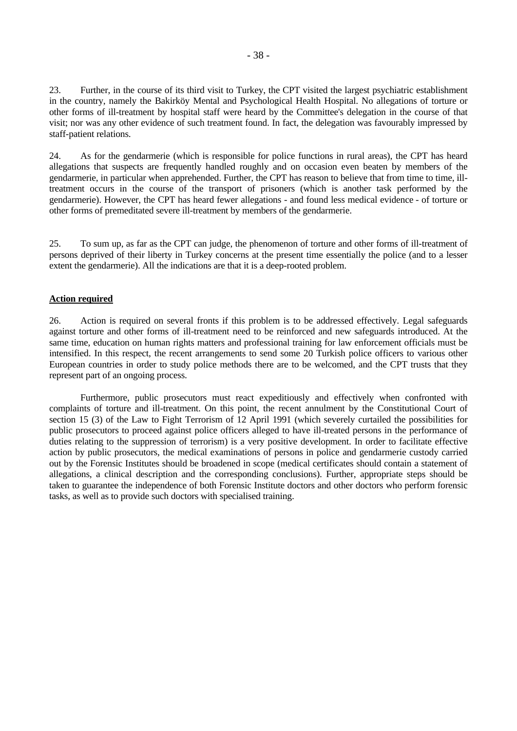23. Further, in the course of its third visit to Turkey, the CPT visited the largest psychiatric establishment in the country, namely the Bakirköy Mental and Psychological Health Hospital. No allegations of torture or other forms of ill-treatment by hospital staff were heard by the Committee's delegation in the course of that visit; nor was any other evidence of such treatment found. In fact, the delegation was favourably impressed by staff-patient relations.

24. As for the gendarmerie (which is responsible for police functions in rural areas), the CPT has heard allegations that suspects are frequently handled roughly and on occasion even beaten by members of the gendarmerie, in particular when apprehended. Further, the CPT has reason to believe that from time to time, ill-treatment occurs in the course of the transport of prisoners (which is another task performed by the gendarmerie). However, the CPT has heard fewer allegations - and found less medical evidence - of torture or other forms of premeditated severe ill-treatment by members of the gendarmerie.

25. To sum up, as far as the CPT can judge, the phenomenon of torture and other forms of ill-treatment of persons deprived of their liberty in Turkey concerns at the present time essentially the police (and to a lesser extent the gendarmerie). All the indications are that it is a deep-rooted problem.

**Action required**

26. Action is required on several fronts if this problem is to be addressed effectively. Legal safeguards against torture and other forms of ill-treatment need to be reinforced and new safeguards introduced. At the same time, education on human rights matters and professional training for law enforcement officials must be intensified. In this respect, the recent arrangements to send some 20 Turkish police officers to various other European countries in order to study police methods there are to be welcomed, and the CPT trusts that they represent part of an ongoing process.

Furthermore, public prosecutors must react expeditiously and effectively when confronted with complaints of torture and ill-treatment. On this point, the recent annulment by the Constitutional Court of section 15 (3) of the Law to Fight Terrorism of 12 April 1991 (which severely curtailed the possibilities for public prosecutors to proceed against police officers alleged to have ill-treated persons in the performance of duties relating to the suppression of terrorism) is a very positive development. In order to facilitate effective action by public prosecutors, the medical examinations of persons in police and gendarmerie custody carried out by the Forensic Institutes should be broadened in scope (medical certificates should contain a statement of allegations, a clinical description and the corresponding conclusions). Further, appropriate steps should be taken to guarantee the independence of both Forensic Institute doctors and other doctors who perform forensic tasks, as well as to provide such doctors with specialised training.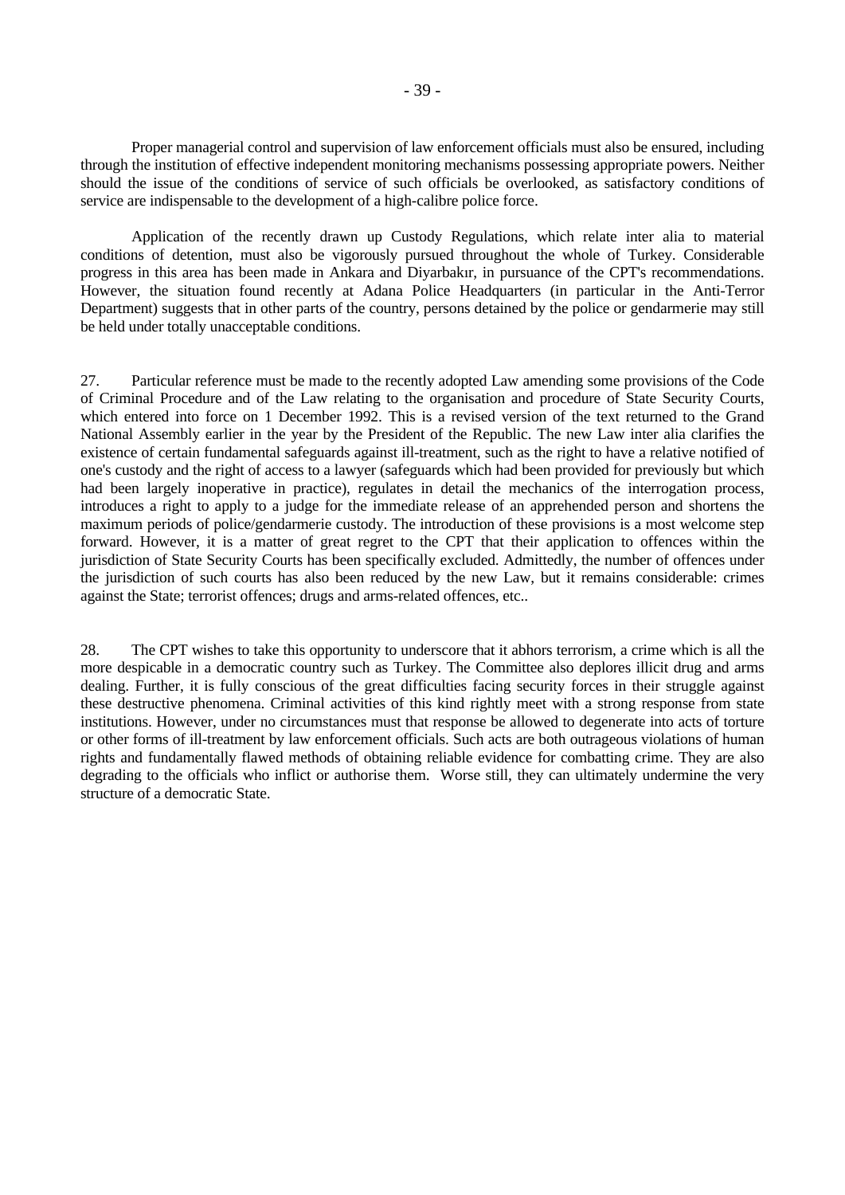Proper managerial control and supervision of law enforcement officials must also be ensured, including through the institution of effective independent monitoring mechanisms possessing appropriate powers. Neither should the issue of the conditions of service of such officials be overlooked, as satisfactory conditions of service are indispensable to the development of a high-calibre police force.

Application of the recently drawn up Custody Regulations, which relate inter alia to material conditions of detention, must also be vigorously pursued throughout the whole of Turkey. Considerable progress in this area has been made in Ankara and Diyarbakır, in pursuance of the CPT's recommendations. However, the situation found recently at Adana Police Headquarters (in particular in the Anti-Terror Department) suggests that in other parts of the country, persons detained by the police or gendarmerie may still be held under totally unacceptable conditions.

27. Particular reference must be made to the recently adopted Law amending some provisions of the Code of Criminal Procedure and of the Law relating to the organisation and procedure of State Security Courts, which entered into force on 1 December 1992. This is a revised version of the text returned to the Grand National Assembly earlier in the year by the President of the Republic. The new Law inter alia clarifies the existence of certain fundamental safeguards against ill-treatment, such as the right to have a relative notified of one's custody and the right of access to a lawyer (safeguards which had been provided for previously but which had been largely inoperative in practice), regulates in detail the mechanics of the interrogation process, introduces a right to apply to a judge for the immediate release of an apprehended person and shortens the maximum periods of police/gendarmerie custody. The introduction of these provisions is a most welcome step forward. However, it is a matter of great regret to the CPT that their application to offences within the jurisdiction of State Security Courts has been specifically excluded. Admittedly, the number of offences under the jurisdiction of such courts has also been reduced by the new Law, but it remains considerable: crimes against the State; terrorist offences; drugs and arms-related offences, etc..

28. The CPT wishes to take this opportunity to underscore that it abhors terrorism, a crime which is all the more despicable in a democratic country such as Turkey. The Committee also deplores illicit drug and arms dealing. Further, it is fully conscious of the great difficulties facing security forces in their struggle against these destructive phenomena. Criminal activities of this kind rightly meet with a strong response from state institutions. However, under no circumstances must that response be allowed to degenerate into acts of torture or other forms of ill-treatment by law enforcement officials. Such acts are both outrageous violations of human rights and fundamentally flawed methods of obtaining reliable evidence for combatting crime. They are also degrading to the officials who inflict or authorise them. Worse still, they can ultimately undermine the very structure of a democratic State.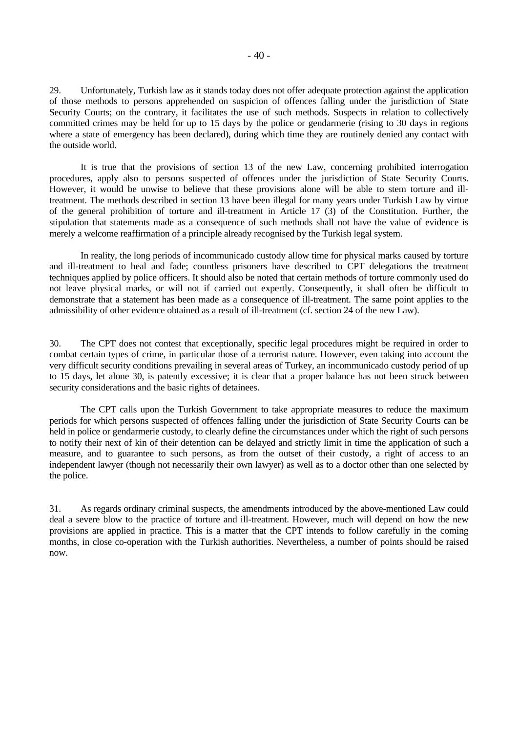29. Unfortunately, Turkish law as it stands today does not offer adequate protection against the application of those methods to persons apprehended on suspicion of offences falling under the jurisdiction of State Security Courts; on the contrary, it facilitates the use of such methods. Suspects in relation to collectively committed crimes may be held for up to 15 days by the police or gendarmerie (rising to 30 days in regions where a state of emergency has been declared), during which time they are routinely denied any contact with the outside world.

It is true that the provisions of section 13 of the new Law, concerning prohibited interrogation procedures, apply also to persons suspected of offences under the jurisdiction of State Security Courts. However, it would be unwise to believe that these provisions alone will be able to stem torture and ill-treatment. The methods described in section 13 have been illegal for many years under Turkish Law by virtue of the general prohibition of torture and ill-treatment in Article 17 (3) of the Constitution. Further, the stipulation that statements made as a consequence of such methods shall not have the value of evidence is merely a welcome reaffirmation of a principle already recognised by the Turkish legal system.

In reality, the long periods of incommunicado custody allow time for physical marks caused by torture and ill-treatment to heal and fade; countless prisoners have described to CPT delegations the treatment techniques applied by police officers. It should also be noted that certain methods of torture commonly used do not leave physical marks, or will not if carried out expertly. Consequently, it shall often be difficult to demonstrate that a statement has been made as a consequence of ill-treatment. The same point applies to the admissibility of other evidence obtained as a result of ill-treatment (cf. section 24 of the new Law).

30. The CPT does not contest that exceptionally, specific legal procedures might be required in order to combat certain types of crime, in particular those of a terrorist nature. However, even taking into account the very difficult security conditions prevailing in several areas of Turkey, an incommunicado custody period of up to 15 days, let alone 30, is patently excessive; it is clear that a proper balance has not been struck between security considerations and the basic rights of detainees.

The CPT calls upon the Turkish Government to take appropriate measures to reduce the maximum periods for which persons suspected of offences falling under the jurisdiction of State Security Courts can be held in police or gendarmerie custody, to clearly define the circumstances under which the right of such persons to notify their next of kin of their detention can be delayed and strictly limit in time the application of such a measure, and to guarantee to such persons, as from the outset of their custody, a right of access to an independent lawyer (though not necessarily their own lawyer) as well as to a doctor other than one selected by the police.

31. As regards ordinary criminal suspects, the amendments introduced by the above-mentioned Law could deal a severe blow to the practice of torture and ill-treatment. However, much will depend on how the new provisions are applied in practice. This is a matter that the CPT intends to follow carefully in the coming months, in close co-operation with the Turkish authorities. Nevertheless, a number of points should be raised now.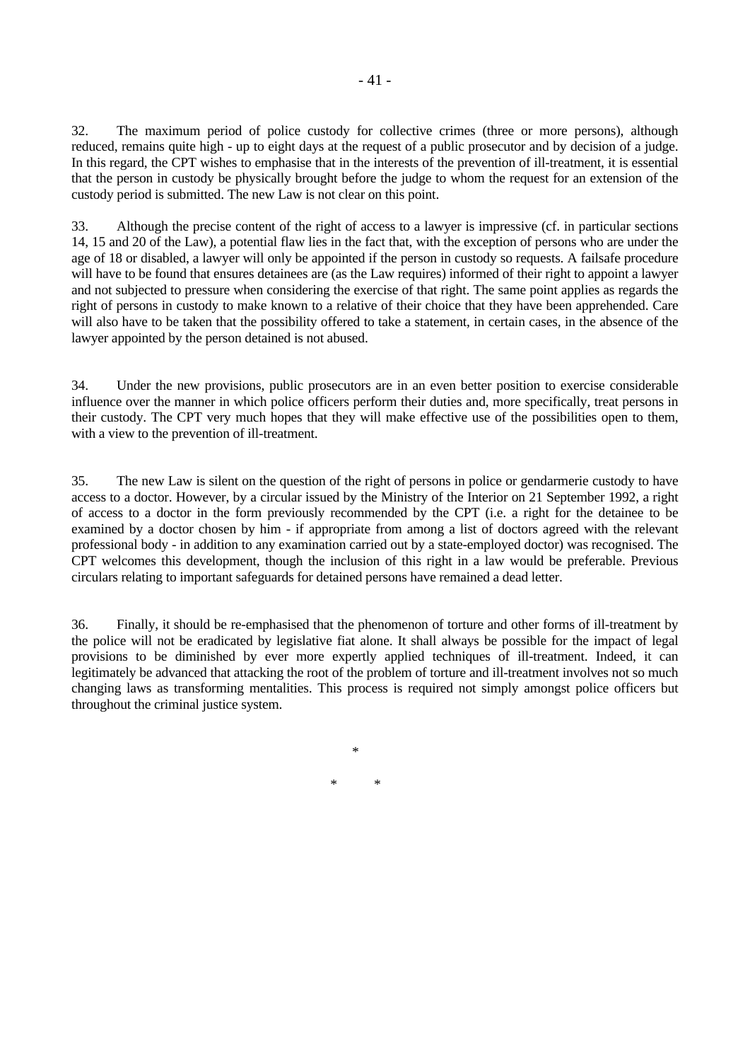32. The maximum period of police custody for collective crimes (three or more persons), although reduced, remains quite high - up to eight days at the request of a public prosecutor and by decision of a judge. In this regard, the CPT wishes to emphasise that in the interests of the prevention of ill-treatment, it is essential that the person in custody be physically brought before the judge to whom the request for an extension of the custody period is submitted. The new Law is not clear on this point.

33. Although the precise content of the right of access to a lawyer is impressive (cf. in particular sections 14, 15 and 20 of the Law), a potential flaw lies in the fact that, with the exception of persons who are under the age of 18 or disabled, a lawyer will only be appointed if the person in custody so requests. A failsafe procedure will have to be found that ensures detainees are (as the Law requires) informed of their right to appoint a lawyer and not subjected to pressure when considering the exercise of that right. The same point applies as regards the right of persons in custody to make known to a relative of their choice that they have been apprehended. Care will also have to be taken that the possibility offered to take a statement, in certain cases, in the absence of the lawyer appointed by the person detained is not abused.

34. Under the new provisions, public prosecutors are in an even better position to exercise considerable influence over the manner in which police officers perform their duties and, more specifically, treat persons in their custody. The CPT very much hopes that they will make effective use of the possibilities open to them, with a view to the prevention of ill-treatment.

35. The new Law is silent on the question of the right of persons in police or gendarmerie custody to have access to a doctor. However, by a circular issued by the Ministry of the Interior on 21 September 1992, a right of access to a doctor in the form previously recommended by the CPT (i.e. a right for the detainee to be examined by a doctor chosen by him - if appropriate from among a list of doctors agreed with the relevant professional body - in addition to any examination carried out by a state-employed doctor) was recognised. The CPT welcomes this development, though the inclusion of this right in a law would be preferable. Previous circulars relating to important safeguards for detained persons have remained a dead letter.

36. Finally, it should be re-emphasised that the phenomenon of torture and other forms of ill-treatment by the police will not be eradicated by legislative fiat alone. It shall always be possible for the impact of legal provisions to be diminished by ever more expertly applied techniques of ill-treatment. Indeed, it can legitimately be advanced that attacking the root of the problem of torture and ill-treatment involves not so much changing laws as transforming mentalities. This process is required not simply amongst police officers but throughout the criminal justice system.

*

\*    *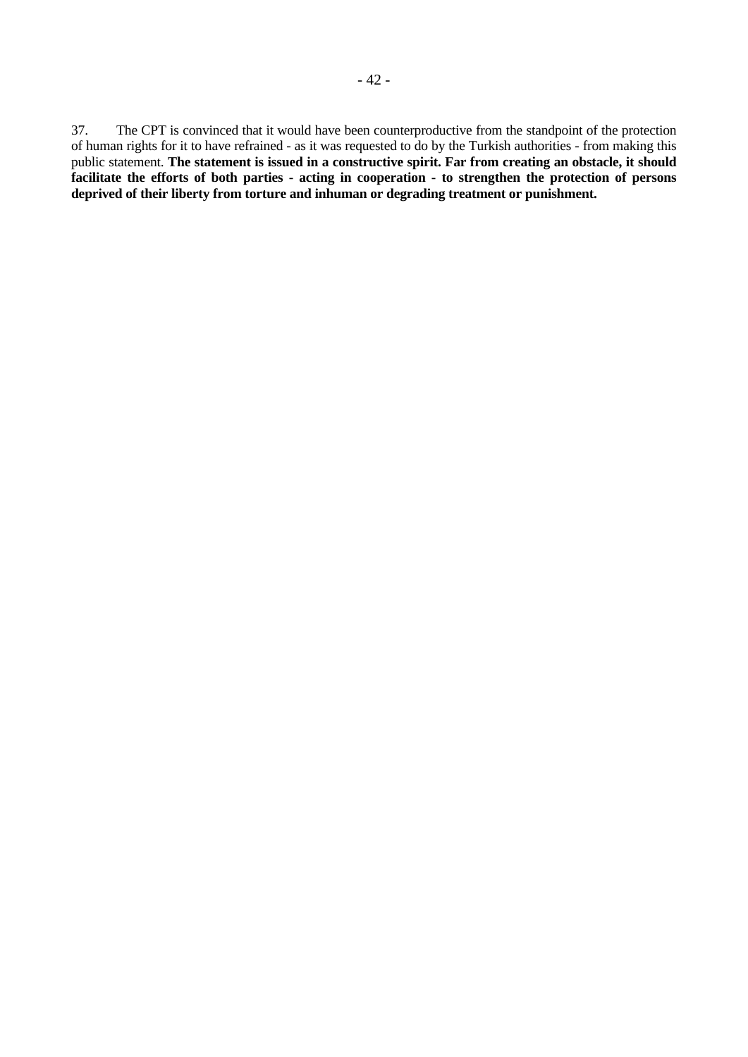37. The CPT is convinced that it would have been counterproductive from the standpoint of the protection of human rights for it to have refrained - as it was requested to do by the Turkish authorities - from making this public statement. **The statement is issued in a constructive spirit. Far from creating an obstacle, it should facilitate the efforts of both parties - acting in cooperation - to strengthen the protection of persons deprived of their liberty from torture and inhuman or degrading treatment or punishment.**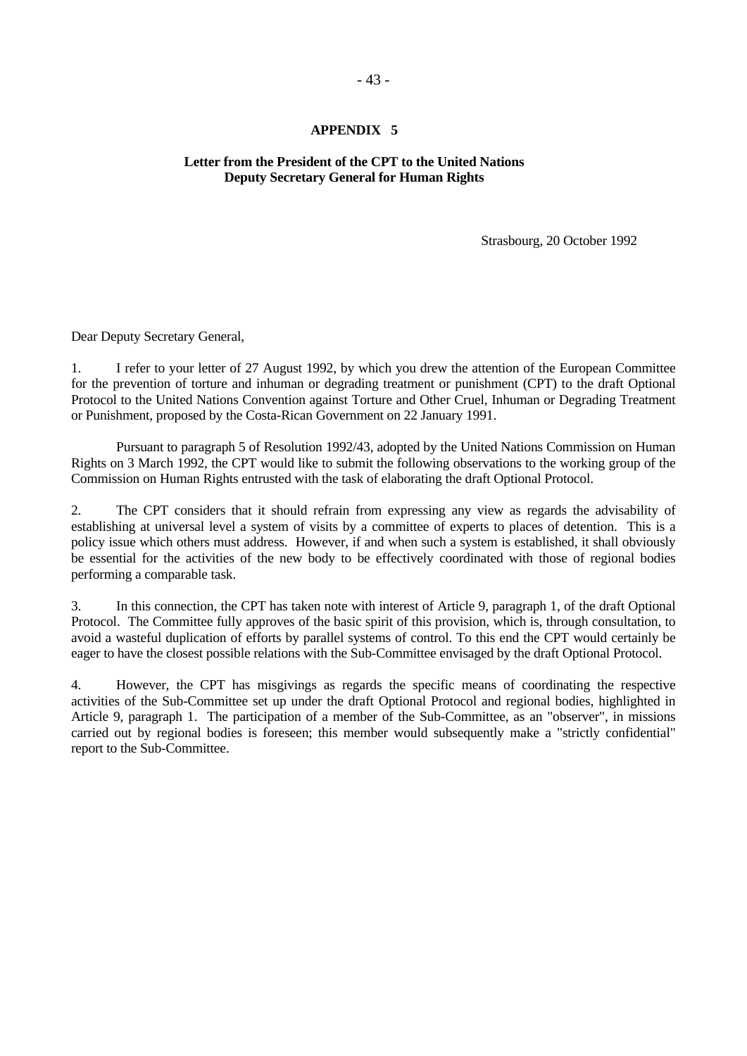# APPENDIX 5

## Letter from the President of the CPT to the United Nations Deputy Secretary General for Human Rights

Strasbourg, 20 October 1992

Dear Deputy Secretary General,

1. I refer to your letter of 27 August 1992, by which you drew the attention of the European Committee for the prevention of torture and inhuman or degrading treatment or punishment (CPT) to the draft Optional Protocol to the United Nations Convention against Torture and Other Cruel, Inhuman or Degrading Treatment or Punishment, proposed by the Costa-Rican Government on 22 January 1991.

Pursuant to paragraph 5 of Resolution 1992/43, adopted by the United Nations Commission on Human Rights on 3 March 1992, the CPT would like to submit the following observations to the working group of the Commission on Human Rights entrusted with the task of elaborating the draft Optional Protocol.

2. The CPT considers that it should refrain from expressing any view as regards the advisability of establishing at universal level a system of visits by a committee of experts to places of detention. This is a policy issue which others must address. However, if and when such a system is established, it shall obviously be essential for the activities of the new body to be effectively coordinated with those of regional bodies performing a comparable task.

3. In this connection, the CPT has taken note with interest of Article 9, paragraph 1, of the draft Optional Protocol. The Committee fully approves of the basic spirit of this provision, which is, through consultation, to avoid a wasteful duplication of efforts by parallel systems of control. To this end the CPT would certainly be eager to have the closest possible relations with the Sub-Committee envisaged by the draft Optional Protocol.

4. However, the CPT has misgivings as regards the specific means of coordinating the respective activities of the Sub-Committee set up under the draft Optional Protocol and regional bodies, highlighted in Article 9, paragraph 1. The participation of a member of the Sub-Committee, as an "observer", in missions carried out by regional bodies is foreseen; this member would subsequently make a "strictly confidential" report to the Sub-Committee.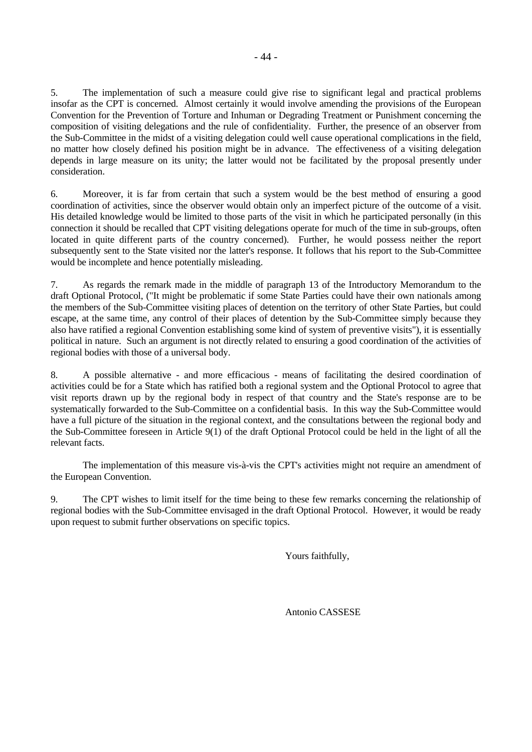5. The implementation of such a measure could give rise to significant legal and practical problems insofar as the CPT is concerned. Almost certainly it would involve amending the provisions of the European Convention for the Prevention of Torture and Inhuman or Degrading Treatment or Punishment concerning the composition of visiting delegations and the rule of confidentiality. Further, the presence of an observer from the Sub-Committee in the midst of a visiting delegation could well cause operational complications in the field, no matter how closely defined his position might be in advance. The effectiveness of a visiting delegation depends in large measure on its unity; the latter would not be facilitated by the proposal presently under consideration.

6. Moreover, it is far from certain that such a system would be the best method of ensuring a good coordination of activities, since the observer would obtain only an imperfect picture of the outcome of a visit. His detailed knowledge would be limited to those parts of the visit in which he participated personally (in this connection it should be recalled that CPT visiting delegations operate for much of the time in sub-groups, often located in quite different parts of the country concerned). Further, he would possess neither the report subsequently sent to the State visited nor the latter's response. It follows that his report to the Sub-Committee would be incomplete and hence potentially misleading.

7. As regards the remark made in the middle of paragraph 13 of the Introductory Memorandum to the draft Optional Protocol, ("It might be problematic if some State Parties could have their own nationals among the members of the Sub-Committee visiting places of detention on the territory of other State Parties, but could escape, at the same time, any control of their places of detention by the Sub-Committee simply because they also have ratified a regional Convention establishing some kind of system of preventive visits"), it is essentially political in nature. Such an argument is not directly related to ensuring a good coordination of the activities of regional bodies with those of a universal body.

8. A possible alternative - and more efficacious - means of facilitating the desired coordination of activities could be for a State which has ratified both a regional system and the Optional Protocol to agree that visit reports drawn up by the regional body in respect of that country and the State's response are to be systematically forwarded to the Sub-Committee on a confidential basis. In this way the Sub-Committee would have a full picture of the situation in the regional context, and the consultations between the regional body and the Sub-Committee foreseen in Article 9(1) of the draft Optional Protocol could be held in the light of all the relevant facts.

The implementation of this measure vis-à-vis the CPT's activities might not require an amendment of the European Convention.

9. The CPT wishes to limit itself for the time being to these few remarks concerning the relationship of regional bodies with the Sub-Committee envisaged in the draft Optional Protocol. However, it would be ready upon request to submit further observations on specific topics.

Yours faithfully,

Antonio CASSESE